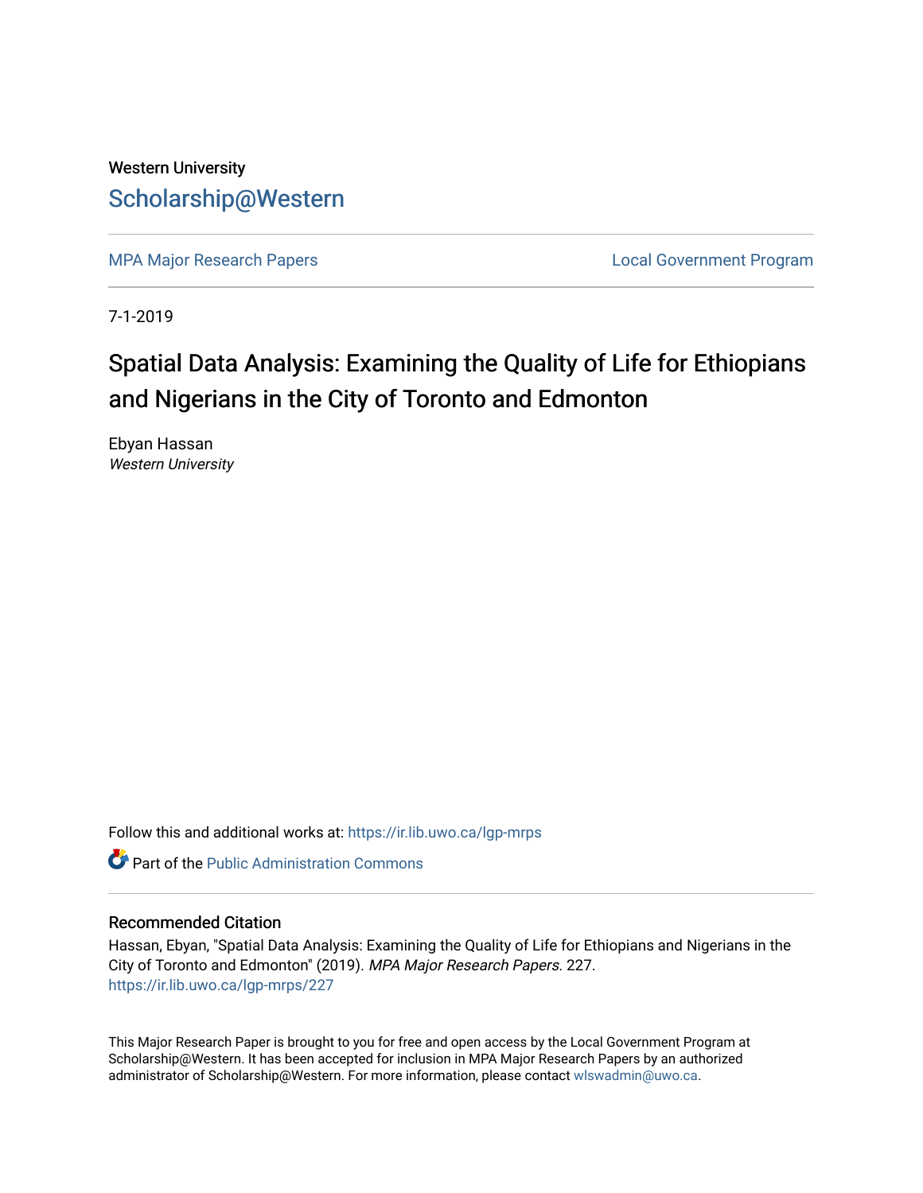Western University

# Scholarship@Western

MPA Major Research Papers | Local Government Program

7-1-2019

# Spatial Data Analysis: Examining the Quality of Life for Ethiopians and Nigerians in the City of Toronto and Edmonton

Ebyan Hassan
*Western University*

Follow this and additional works at: https://ir.lib.uwo.ca/lgp-mrps

Part of the Public Administration Commons

## Recommended Citation

Hassan, Ebyan, "Spatial Data Analysis: Examining the Quality of Life for Ethiopians and Nigerians in the City of Toronto and Edmonton" (2019). *MPA Major Research Papers.* 227.
https://ir.lib.uwo.ca/lgp-mrps/227

This Major Research Paper is brought to you for free and open access by the Local Government Program at Scholarship@Western. It has been accepted for inclusion in MPA Major Research Papers by an authorized administrator of Scholarship@Western. For more information, please contact wlswadmin@uwo.ca.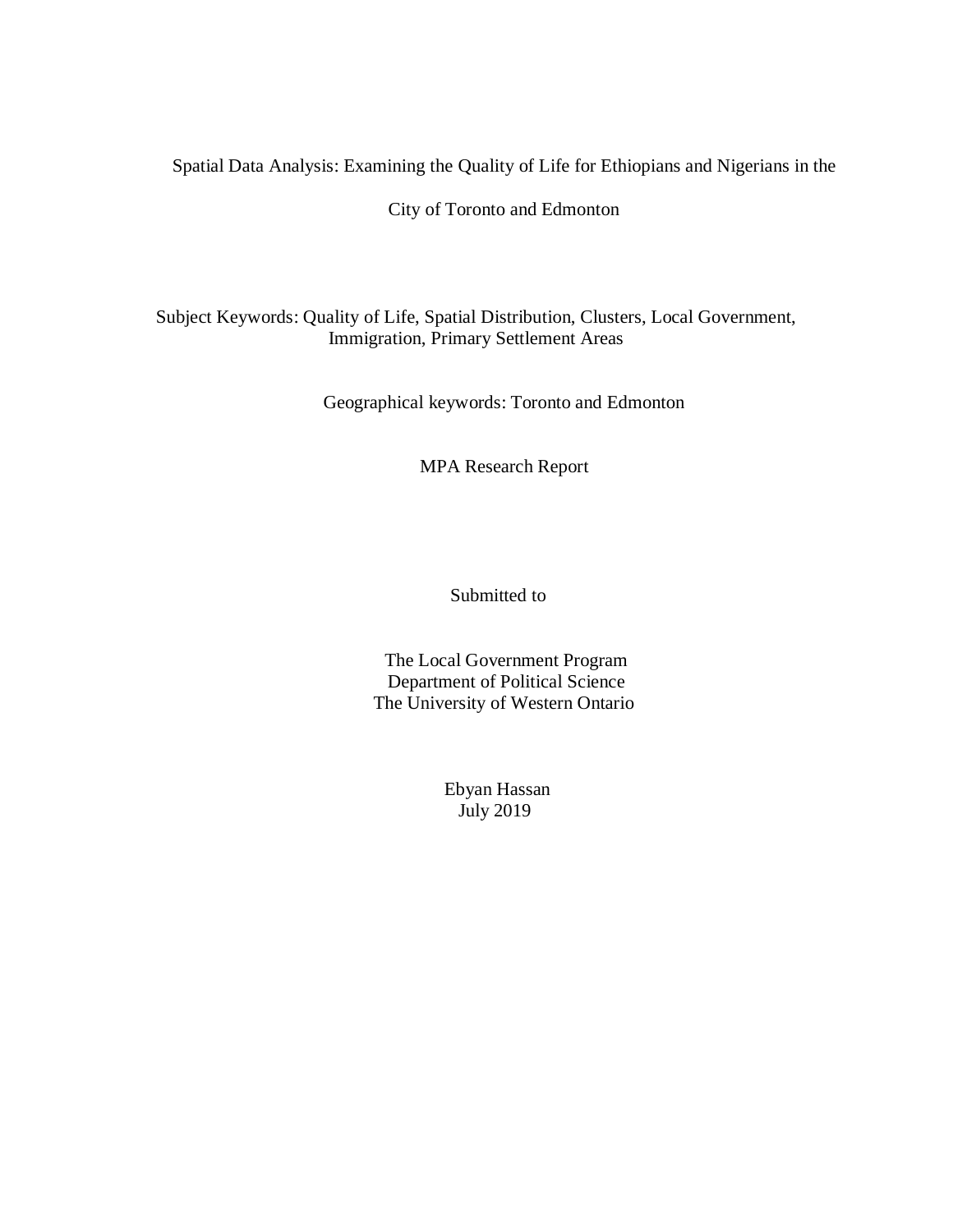# Spatial Data Analysis: Examining the Quality of Life for Ethiopians and Nigerians in the City of Toronto and Edmonton

Subject Keywords: Quality of Life, Spatial Distribution, Clusters, Local Government, Immigration, Primary Settlement Areas

Geographical keywords: Toronto and Edmonton

MPA Research Report

Submitted to

The Local Government Program
Department of Political Science
The University of Western Ontario

Ebyan Hassan
July 2019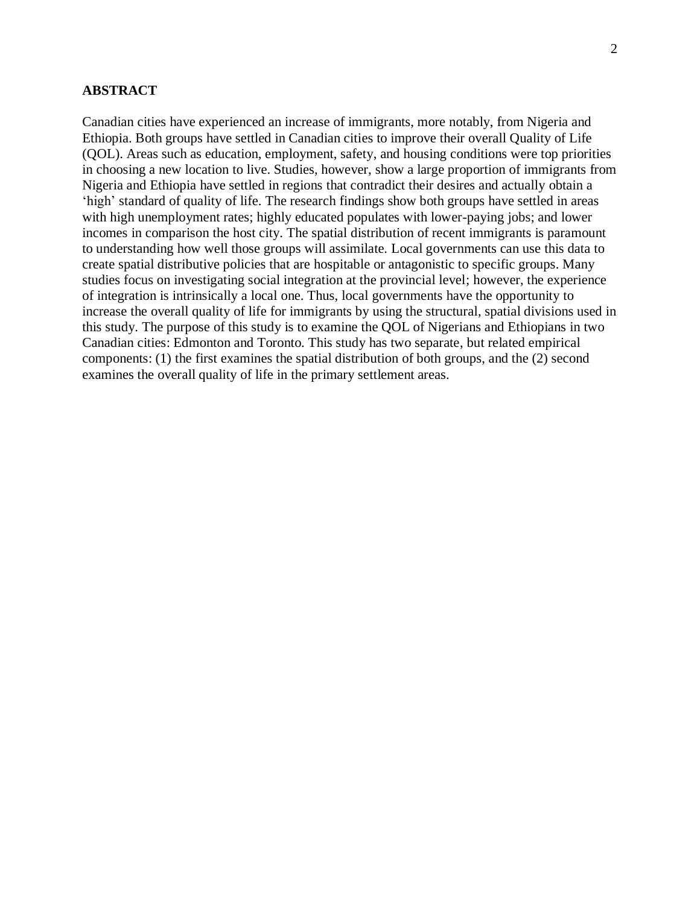## ABSTRACT

Canadian cities have experienced an increase of immigrants, more notably, from Nigeria and Ethiopia. Both groups have settled in Canadian cities to improve their overall Quality of Life (QOL). Areas such as education, employment, safety, and housing conditions were top priorities in choosing a new location to live. Studies, however, show a large proportion of immigrants from Nigeria and Ethiopia have settled in regions that contradict their desires and actually obtain a 'high' standard of quality of life. The research findings show both groups have settled in areas with high unemployment rates; highly educated populates with lower-paying jobs; and lower incomes in comparison the host city. The spatial distribution of recent immigrants is paramount to understanding how well those groups will assimilate. Local governments can use this data to create spatial distributive policies that are hospitable or antagonistic to specific groups. Many studies focus on investigating social integration at the provincial level; however, the experience of integration is intrinsically a local one. Thus, local governments have the opportunity to increase the overall quality of life for immigrants by using the structural, spatial divisions used in this study. The purpose of this study is to examine the QOL of Nigerians and Ethiopians in two Canadian cities: Edmonton and Toronto. This study has two separate, but related empirical components: (1) the first examines the spatial distribution of both groups, and the (2) second examines the overall quality of life in the primary settlement areas.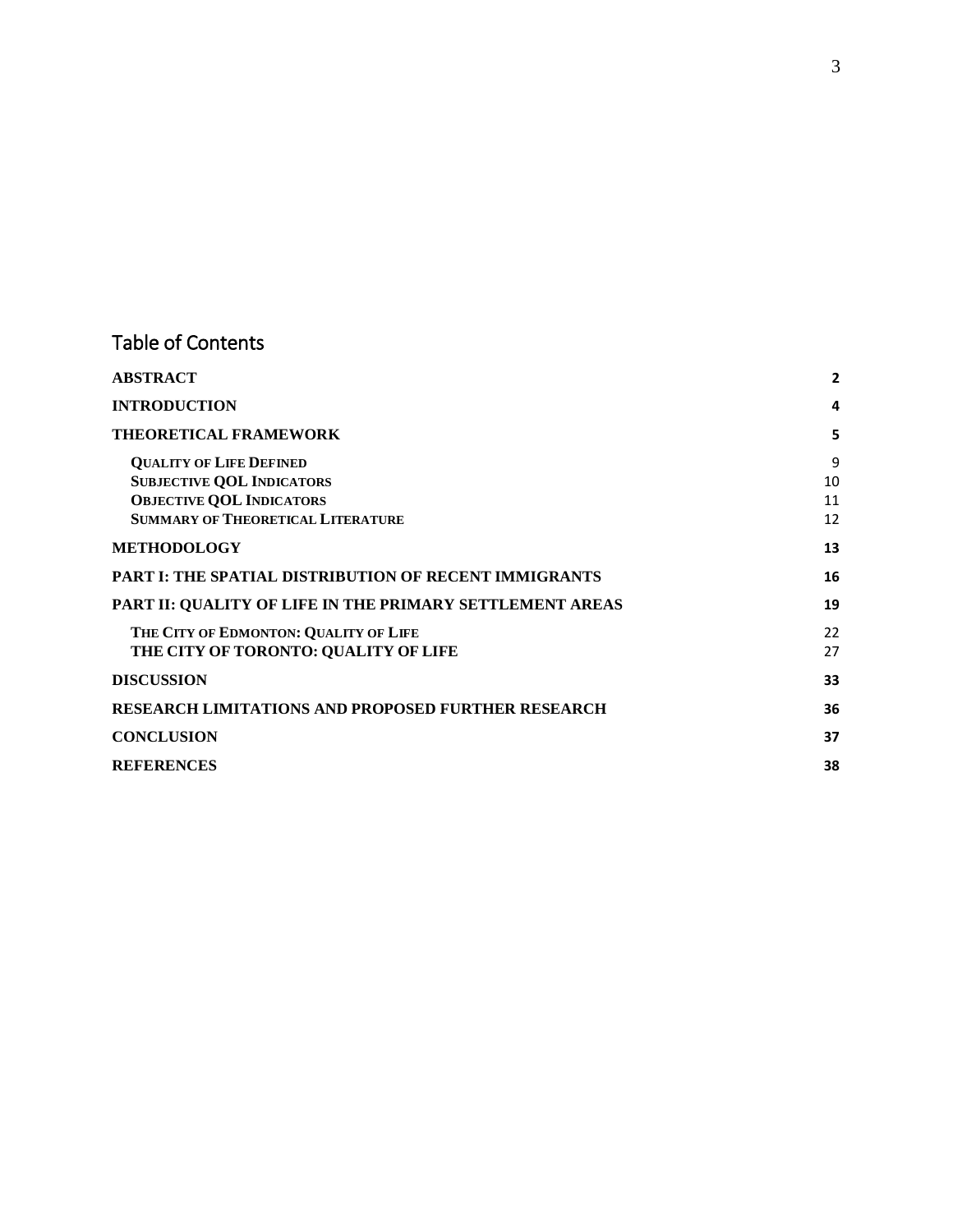## Table of Contents

| | |
|---|---|
| **ABSTRACT** | **2** |
| **INTRODUCTION** | **4** |
| **THEORETICAL FRAMEWORK** | **5** |
| **QUALITY OF LIFE DEFINED** | 9 |
| **SUBJECTIVE QOL INDICATORS** | 10 |
| **OBJECTIVE QOL INDICATORS** | 11 |
| **SUMMARY OF THEORETICAL LITERATURE** | 12 |
| **METHODOLOGY** | **13** |
| **PART I: THE SPATIAL DISTRIBUTION OF RECENT IMMIGRANTS** | **16** |
| **PART II: QUALITY OF LIFE IN THE PRIMARY SETTLEMENT AREAS** | **19** |
| **THE CITY OF EDMONTON: QUALITY OF LIFE** | 22 |
| **THE CITY OF TORONTO: QUALITY OF LIFE** | 27 |
| **DISCUSSION** | **33** |
| **RESEARCH LIMITATIONS AND PROPOSED FURTHER RESEARCH** | **36** |
| **CONCLUSION** | **37** |
| **REFERENCES** | **38** |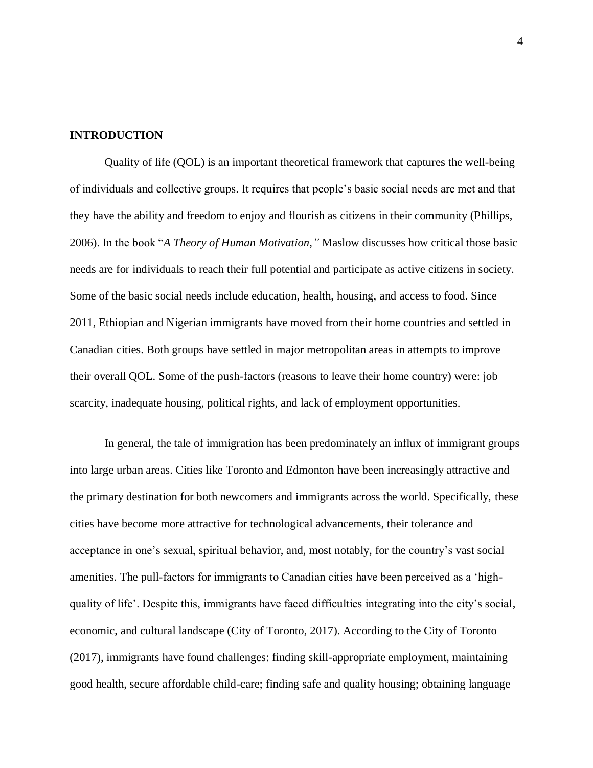## INTRODUCTION

Quality of life (QOL) is an important theoretical framework that captures the well-being of individuals and collective groups. It requires that people's basic social needs are met and that they have the ability and freedom to enjoy and flourish as citizens in their community (Phillips, 2006). In the book "*A Theory of Human Motivation,"* Maslow discusses how critical those basic needs are for individuals to reach their full potential and participate as active citizens in society. Some of the basic social needs include education, health, housing, and access to food. Since 2011, Ethiopian and Nigerian immigrants have moved from their home countries and settled in Canadian cities. Both groups have settled in major metropolitan areas in attempts to improve their overall QOL. Some of the push-factors (reasons to leave their home country) were: job scarcity, inadequate housing, political rights, and lack of employment opportunities.

In general, the tale of immigration has been predominately an influx of immigrant groups into large urban areas. Cities like Toronto and Edmonton have been increasingly attractive and the primary destination for both newcomers and immigrants across the world. Specifically, these cities have become more attractive for technological advancements, their tolerance and acceptance in one's sexual, spiritual behavior, and, most notably, for the country's vast social amenities. The pull-factors for immigrants to Canadian cities have been perceived as a 'high-quality of life'. Despite this, immigrants have faced difficulties integrating into the city's social, economic, and cultural landscape (City of Toronto, 2017). According to the City of Toronto (2017), immigrants have found challenges: finding skill-appropriate employment, maintaining good health, secure affordable child-care; finding safe and quality housing; obtaining language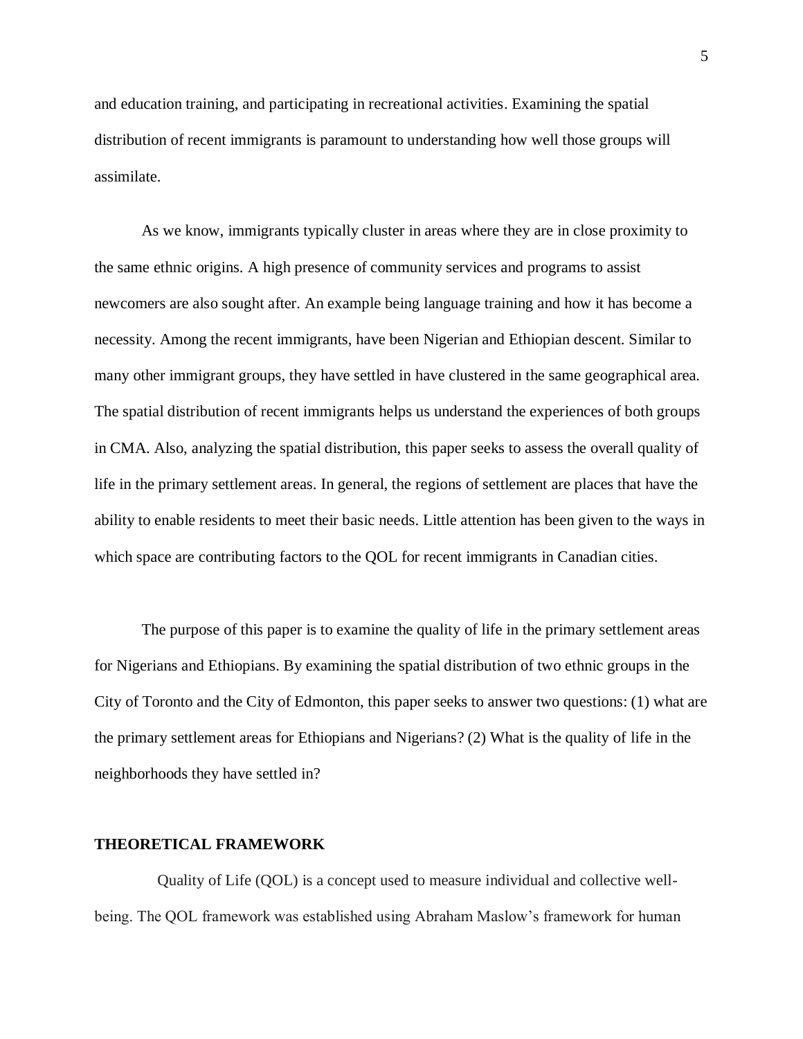and education training, and participating in recreational activities. Examining the spatial distribution of recent immigrants is paramount to understanding how well those groups will assimilate.

As we know, immigrants typically cluster in areas where they are in close proximity to the same ethnic origins. A high presence of community services and programs to assist newcomers are also sought after. An example being language training and how it has become a necessity. Among the recent immigrants, have been Nigerian and Ethiopian descent. Similar to many other immigrant groups, they have settled in have clustered in the same geographical area. The spatial distribution of recent immigrants helps us understand the experiences of both groups in CMA. Also, analyzing the spatial distribution, this paper seeks to assess the overall quality of life in the primary settlement areas. In general, the regions of settlement are places that have the ability to enable residents to meet their basic needs. Little attention has been given to the ways in which space are contributing factors to the QOL for recent immigrants in Canadian cities.

The purpose of this paper is to examine the quality of life in the primary settlement areas for Nigerians and Ethiopians. By examining the spatial distribution of two ethnic groups in the City of Toronto and the City of Edmonton, this paper seeks to answer two questions: (1) what are the primary settlement areas for Ethiopians and Nigerians? (2) What is the quality of life in the neighborhoods they have settled in?

## THEORETICAL FRAMEWORK

Quality of Life (QOL) is a concept used to measure individual and collective well-being. The QOL framework was established using Abraham Maslow's framework for human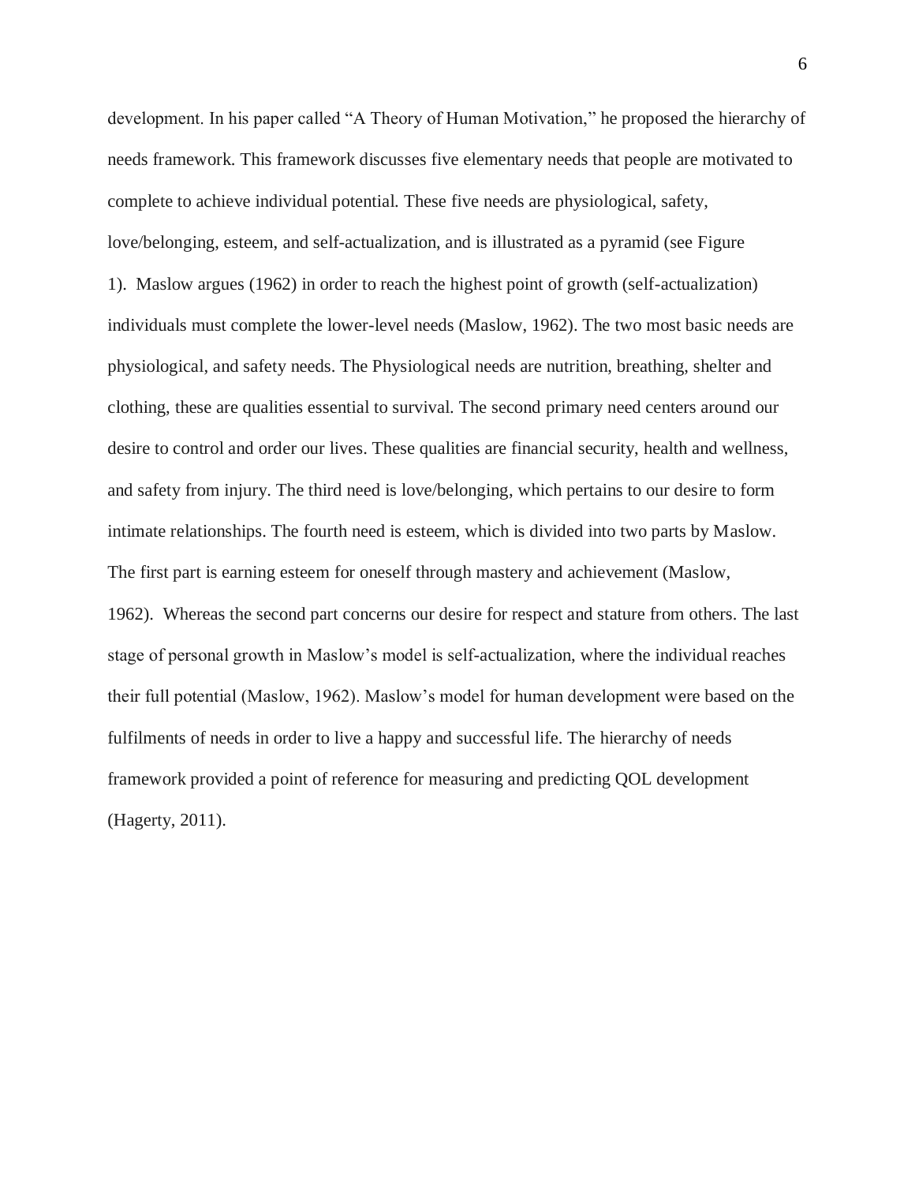development. In his paper called "A Theory of Human Motivation," he proposed the hierarchy of needs framework. This framework discusses five elementary needs that people are motivated to complete to achieve individual potential. These five needs are physiological, safety, love/belonging, esteem, and self-actualization, and is illustrated as a pyramid (see Figure 1). Maslow argues (1962) in order to reach the highest point of growth (self-actualization) individuals must complete the lower-level needs (Maslow, 1962). The two most basic needs are physiological, and safety needs. The Physiological needs are nutrition, breathing, shelter and clothing, these are qualities essential to survival. The second primary need centers around our desire to control and order our lives. These qualities are financial security, health and wellness, and safety from injury. The third need is love/belonging, which pertains to our desire to form intimate relationships. The fourth need is esteem, which is divided into two parts by Maslow. The first part is earning esteem for oneself through mastery and achievement (Maslow, 1962). Whereas the second part concerns our desire for respect and stature from others. The last stage of personal growth in Maslow's model is self-actualization, where the individual reaches their full potential (Maslow, 1962). Maslow's model for human development were based on the fulfilments of needs in order to live a happy and successful life. The hierarchy of needs framework provided a point of reference for measuring and predicting QOL development (Hagerty, 2011).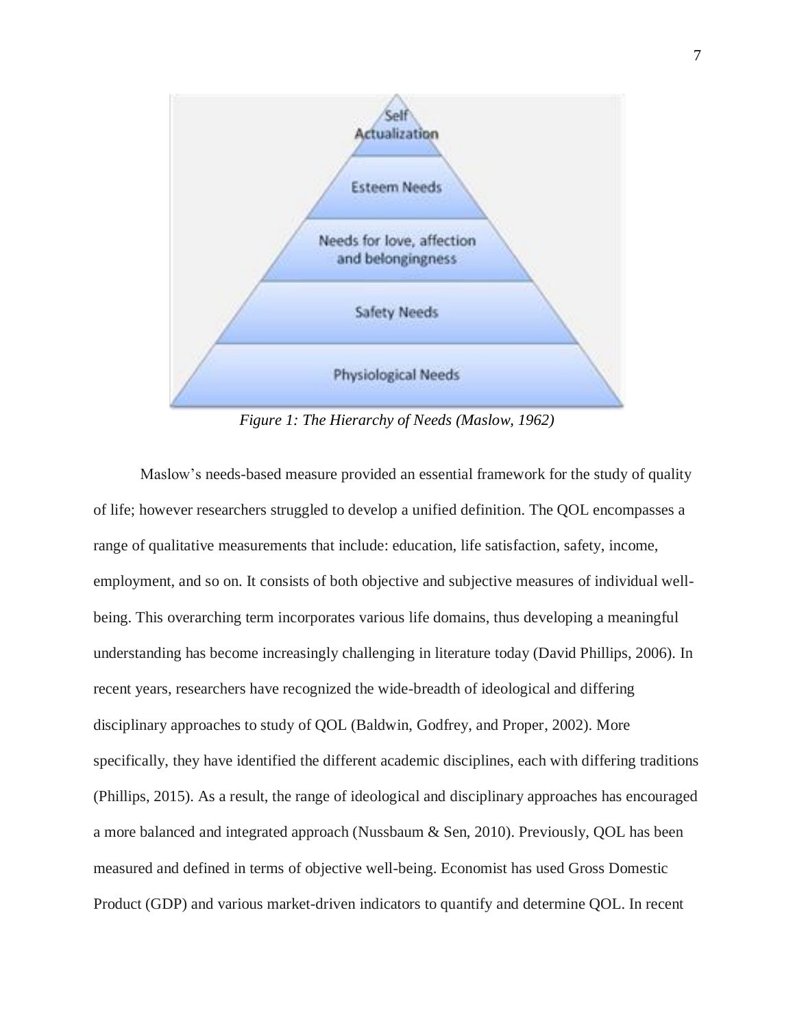*Figure 1: The Hierarchy of Needs (Maslow, 1962)*

Maslow's needs-based measure provided an essential framework for the study of quality of life; however researchers struggled to develop a unified definition. The QOL encompasses a range of qualitative measurements that include: education, life satisfaction, safety, income, employment, and so on. It consists of both objective and subjective measures of individual well-being. This overarching term incorporates various life domains, thus developing a meaningful understanding has become increasingly challenging in literature today (David Phillips, 2006). In recent years, researchers have recognized the wide-breadth of ideological and differing disciplinary approaches to study of QOL (Baldwin, Godfrey, and Proper, 2002). More specifically, they have identified the different academic disciplines, each with differing traditions (Phillips, 2015). As a result, the range of ideological and disciplinary approaches has encouraged a more balanced and integrated approach (Nussbaum & Sen, 2010). Previously, QOL has been measured and defined in terms of objective well-being. Economist has used Gross Domestic Product (GDP) and various market-driven indicators to quantify and determine QOL. In recent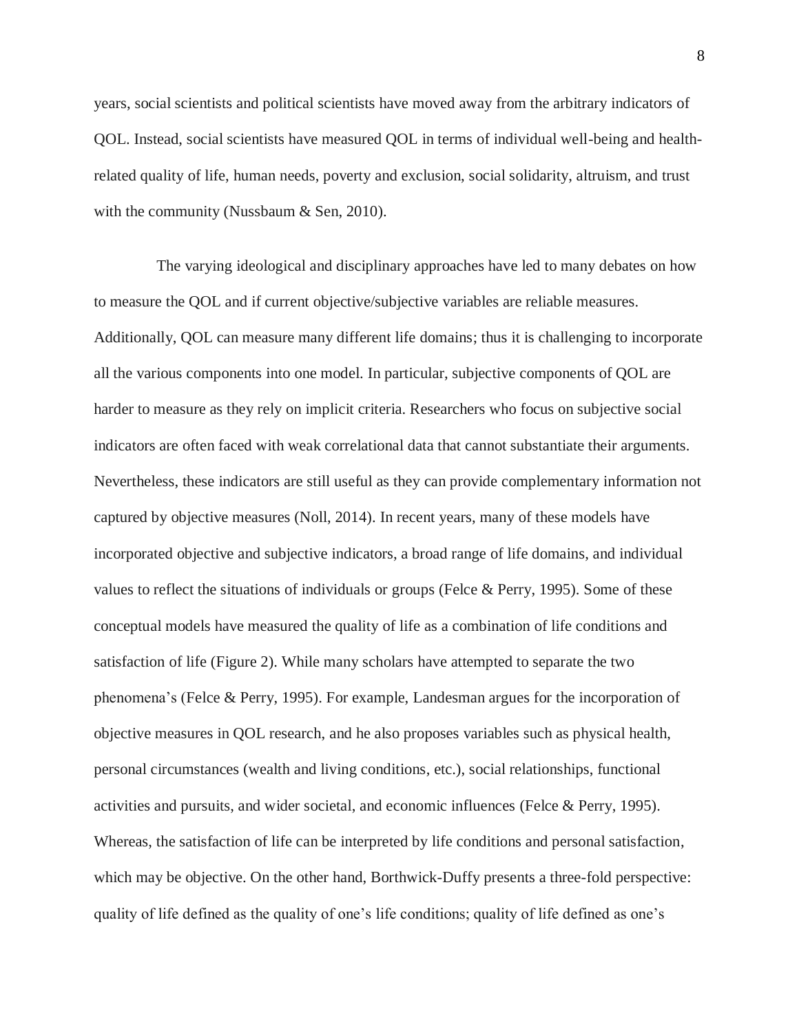years, social scientists and political scientists have moved away from the arbitrary indicators of QOL. Instead, social scientists have measured QOL in terms of individual well-being and health-related quality of life, human needs, poverty and exclusion, social solidarity, altruism, and trust with the community (Nussbaum & Sen, 2010).

The varying ideological and disciplinary approaches have led to many debates on how to measure the QOL and if current objective/subjective variables are reliable measures. Additionally, QOL can measure many different life domains; thus it is challenging to incorporate all the various components into one model. In particular, subjective components of QOL are harder to measure as they rely on implicit criteria. Researchers who focus on subjective social indicators are often faced with weak correlational data that cannot substantiate their arguments. Nevertheless, these indicators are still useful as they can provide complementary information not captured by objective measures (Noll, 2014). In recent years, many of these models have incorporated objective and subjective indicators, a broad range of life domains, and individual values to reflect the situations of individuals or groups (Felce & Perry, 1995). Some of these conceptual models have measured the quality of life as a combination of life conditions and satisfaction of life (Figure 2). While many scholars have attempted to separate the two phenomena's (Felce & Perry, 1995). For example, Landesman argues for the incorporation of objective measures in QOL research, and he also proposes variables such as physical health, personal circumstances (wealth and living conditions, etc.), social relationships, functional activities and pursuits, and wider societal, and economic influences (Felce & Perry, 1995). Whereas, the satisfaction of life can be interpreted by life conditions and personal satisfaction, which may be objective. On the other hand, Borthwick-Duffy presents a three-fold perspective: quality of life defined as the quality of one's life conditions; quality of life defined as one's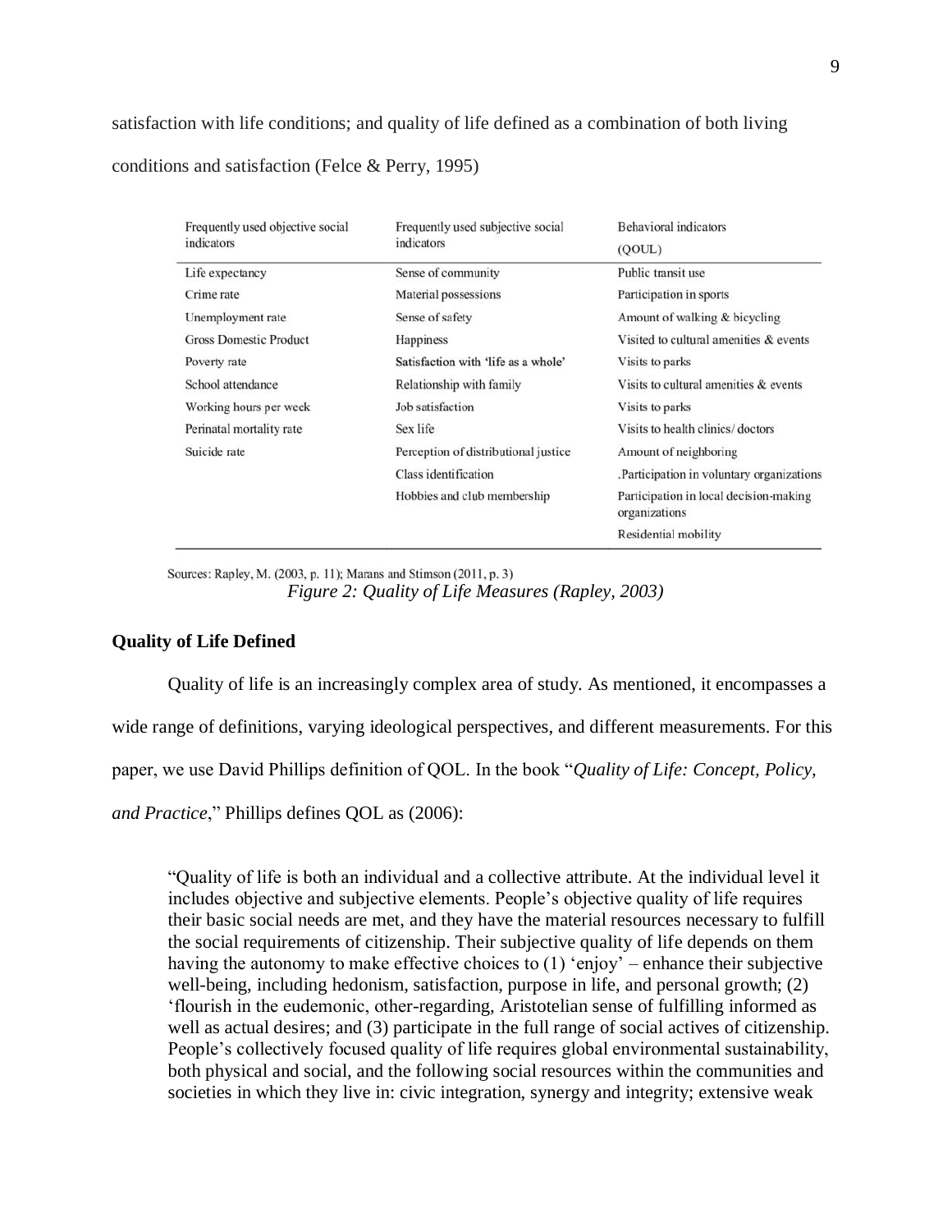satisfaction with life conditions; and quality of life defined as a combination of both living conditions and satisfaction (Felce & Perry, 1995)

| Frequently used objective social indicators | Frequently used subjective social indicators | Behavioral indicators (QOUL) |
|---|---|---|
| Life expectancy | Sense of community | Public transit use |
| Crime rate | Material possessions | Participation in sports |
| Unemployment rate | Sense of safety | Amount of walking & bicycling |
| Gross Domestic Product | Happiness | Visited to cultural amenities & events |
| Poverty rate | Satisfaction with 'life as a whole' | Visits to parks |
| School attendance | Relationship with family | Visits to cultural amenities & events |
| Working hours per week | Job satisfaction | Visits to parks |
| Perinatal mortality rate | Sex life | Visits to health clinics/ doctors |
| Suicide rate | Perception of distributional justice | Amount of neighboring |
| | Class identification | .Participation in voluntary organizations |
| | Hobbies and club membership | Participation in local decision-making organizations |
| | | Residential mobility |

Sources: Rapley, M. (2003, p. 11); Marans and Stimson (2011, p. 3)

*Figure 2: Quality of Life Measures (Rapley, 2003)*

**Quality of Life Defined**

Quality of life is an increasingly complex area of study. As mentioned, it encompasses a wide range of definitions, varying ideological perspectives, and different measurements. For this paper, we use David Phillips definition of QOL. In the book "*Quality of Life: Concept, Policy, and Practice*," Phillips defines QOL as (2006):

> "Quality of life is both an individual and a collective attribute. At the individual level it includes objective and subjective elements. People's objective quality of life requires their basic social needs are met, and they have the material resources necessary to fulfill the social requirements of citizenship. Their subjective quality of life depends on them having the autonomy to make effective choices to (1) 'enjoy' – enhance their subjective well-being, including hedonism, satisfaction, purpose in life, and personal growth; (2) 'flourish in the eudemonic, other-regarding, Aristotelian sense of fulfilling informed as well as actual desires; and (3) participate in the full range of social actives of citizenship. People's collectively focused quality of life requires global environmental sustainability, both physical and social, and the following social resources within the communities and societies in which they live in: civic integration, synergy and integrity; extensive weak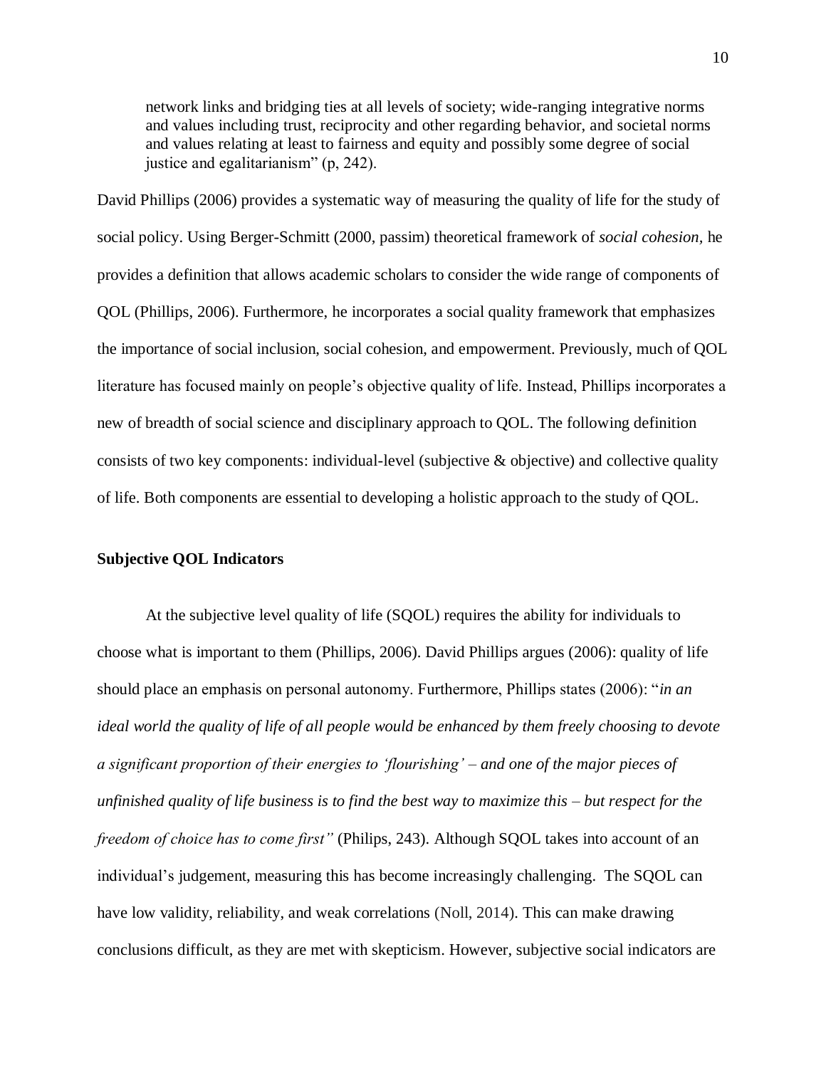> network links and bridging ties at all levels of society; wide-ranging integrative norms and values including trust, reciprocity and other regarding behavior, and societal norms and values relating at least to fairness and equity and possibly some degree of social justice and egalitarianism" (p, 242).

David Phillips (2006) provides a systematic way of measuring the quality of life for the study of social policy. Using Berger-Schmitt (2000, passim) theoretical framework of *social cohesion,* he provides a definition that allows academic scholars to consider the wide range of components of QOL (Phillips, 2006). Furthermore, he incorporates a social quality framework that emphasizes the importance of social inclusion, social cohesion, and empowerment. Previously, much of QOL literature has focused mainly on people's objective quality of life. Instead, Phillips incorporates a new of breadth of social science and disciplinary approach to QOL. The following definition consists of two key components: individual-level (subjective & objective) and collective quality of life. Both components are essential to developing a holistic approach to the study of QOL.

### Subjective QOL Indicators

At the subjective level quality of life (SQOL) requires the ability for individuals to choose what is important to them (Phillips, 2006). David Phillips argues (2006): quality of life should place an emphasis on personal autonomy. Furthermore, Phillips states (2006): "*in an ideal world the quality of life of all people would be enhanced by them freely choosing to devote a significant proportion of their energies to 'flourishing' – and one of the major pieces of unfinished quality of life business is to find the best way to maximize this – but respect for the freedom of choice has to come first"* (Philips, 243). Although SQOL takes into account of an individual's judgement, measuring this has become increasingly challenging. The SQOL can have low validity, reliability, and weak correlations (Noll, 2014). This can make drawing conclusions difficult, as they are met with skepticism. However, subjective social indicators are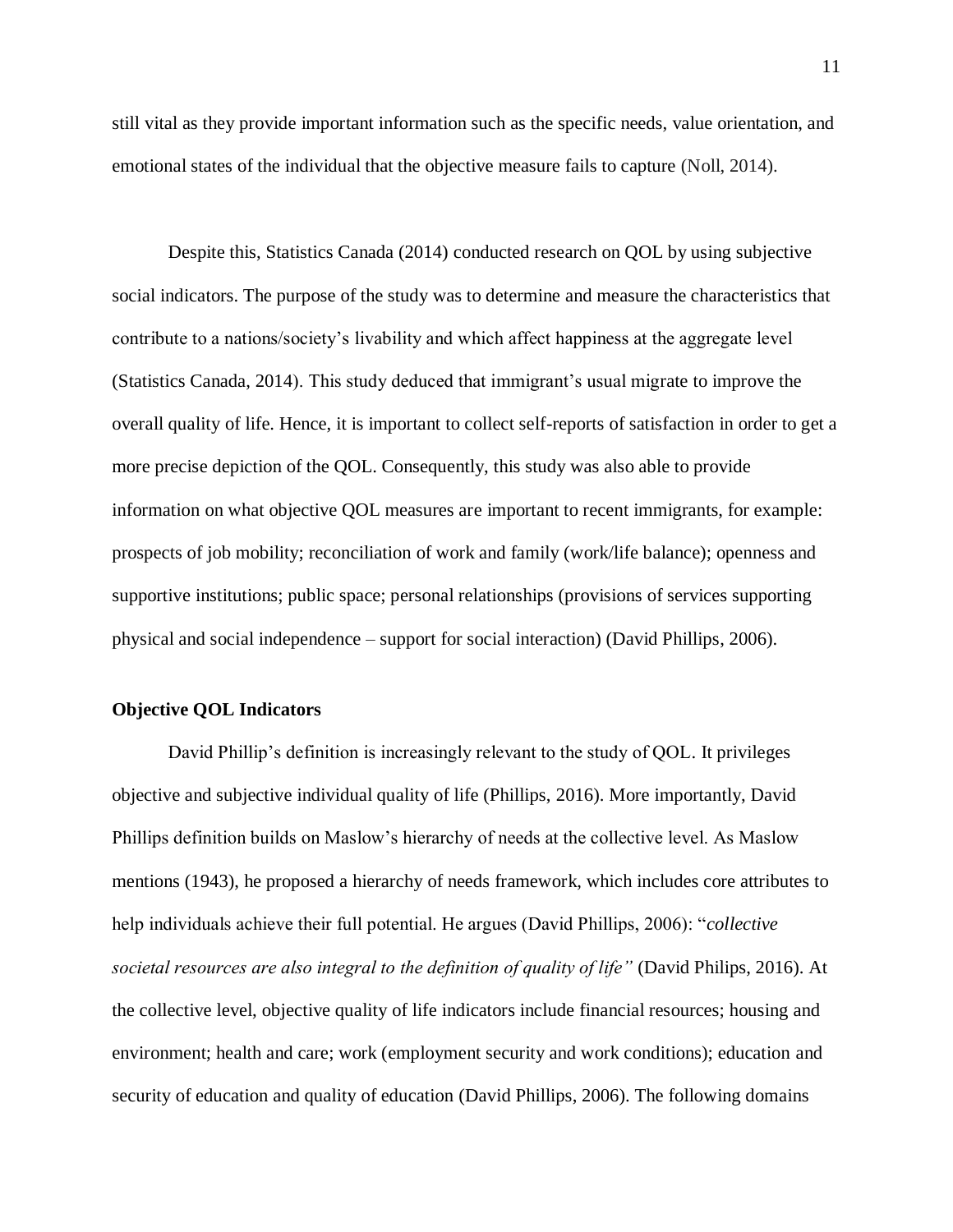still vital as they provide important information such as the specific needs, value orientation, and emotional states of the individual that the objective measure fails to capture (Noll, 2014).

Despite this, Statistics Canada (2014) conducted research on QOL by using subjective social indicators. The purpose of the study was to determine and measure the characteristics that contribute to a nations/society's livability and which affect happiness at the aggregate level (Statistics Canada, 2014). This study deduced that immigrant's usual migrate to improve the overall quality of life. Hence, it is important to collect self-reports of satisfaction in order to get a more precise depiction of the QOL. Consequently, this study was also able to provide information on what objective QOL measures are important to recent immigrants, for example: prospects of job mobility; reconciliation of work and family (work/life balance); openness and supportive institutions; public space; personal relationships (provisions of services supporting physical and social independence – support for social interaction) (David Phillips, 2006).

**Objective QOL Indicators**

David Phillip's definition is increasingly relevant to the study of QOL. It privileges objective and subjective individual quality of life (Phillips, 2016). More importantly, David Phillips definition builds on Maslow's hierarchy of needs at the collective level. As Maslow mentions (1943), he proposed a hierarchy of needs framework, which includes core attributes to help individuals achieve their full potential. He argues (David Phillips, 2006): "*collective societal resources are also integral to the definition of quality of life"* (David Philips, 2016). At the collective level, objective quality of life indicators include financial resources; housing and environment; health and care; work (employment security and work conditions); education and security of education and quality of education (David Phillips, 2006). The following domains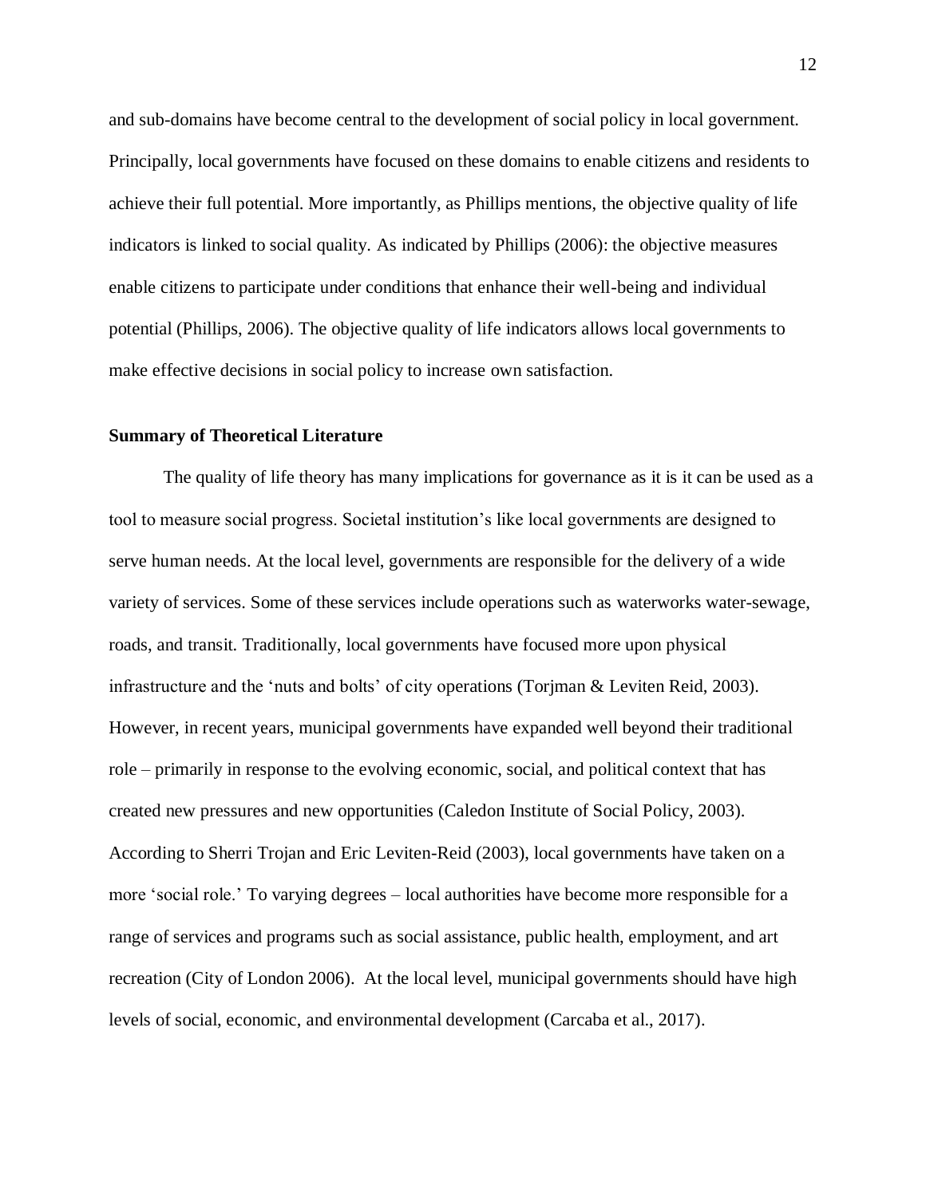and sub-domains have become central to the development of social policy in local government. Principally, local governments have focused on these domains to enable citizens and residents to achieve their full potential. More importantly, as Phillips mentions, the objective quality of life indicators is linked to social quality. As indicated by Phillips (2006): the objective measures enable citizens to participate under conditions that enhance their well-being and individual potential (Phillips, 2006). The objective quality of life indicators allows local governments to make effective decisions in social policy to increase own satisfaction.

**Summary of Theoretical Literature**

The quality of life theory has many implications for governance as it is it can be used as a tool to measure social progress. Societal institution's like local governments are designed to serve human needs. At the local level, governments are responsible for the delivery of a wide variety of services. Some of these services include operations such as waterworks water-sewage, roads, and transit. Traditionally, local governments have focused more upon physical infrastructure and the 'nuts and bolts' of city operations (Torjman & Leviten Reid, 2003). However, in recent years, municipal governments have expanded well beyond their traditional role – primarily in response to the evolving economic, social, and political context that has created new pressures and new opportunities (Caledon Institute of Social Policy, 2003). According to Sherri Trojan and Eric Leviten-Reid (2003), local governments have taken on a more 'social role.' To varying degrees – local authorities have become more responsible for a range of services and programs such as social assistance, public health, employment, and art recreation (City of London 2006). At the local level, municipal governments should have high levels of social, economic, and environmental development (Carcaba et al., 2017).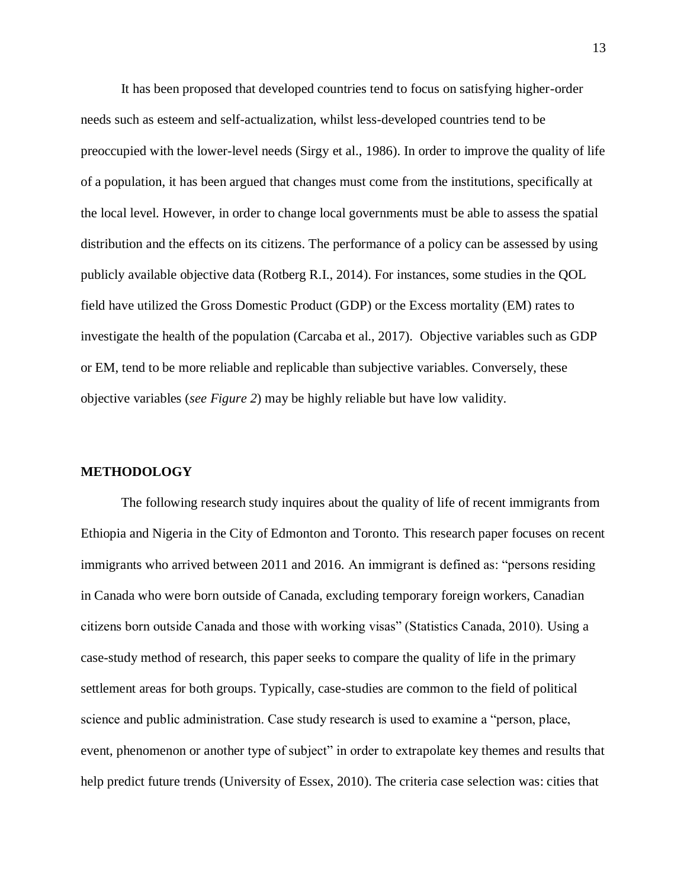It has been proposed that developed countries tend to focus on satisfying higher-order needs such as esteem and self-actualization, whilst less-developed countries tend to be preoccupied with the lower-level needs (Sirgy et al., 1986). In order to improve the quality of life of a population, it has been argued that changes must come from the institutions, specifically at the local level. However, in order to change local governments must be able to assess the spatial distribution and the effects on its citizens. The performance of a policy can be assessed by using publicly available objective data (Rotberg R.I., 2014). For instances, some studies in the QOL field have utilized the Gross Domestic Product (GDP) or the Excess mortality (EM) rates to investigate the health of the population (Carcaba et al., 2017). Objective variables such as GDP or EM, tend to be more reliable and replicable than subjective variables. Conversely, these objective variables (*see Figure 2*) may be highly reliable but have low validity.

## METHODOLOGY

The following research study inquires about the quality of life of recent immigrants from Ethiopia and Nigeria in the City of Edmonton and Toronto. This research paper focuses on recent immigrants who arrived between 2011 and 2016. An immigrant is defined as: "persons residing in Canada who were born outside of Canada, excluding temporary foreign workers, Canadian citizens born outside Canada and those with working visas" (Statistics Canada, 2010). Using a case-study method of research, this paper seeks to compare the quality of life in the primary settlement areas for both groups. Typically, case-studies are common to the field of political science and public administration. Case study research is used to examine a "person, place, event, phenomenon or another type of subject" in order to extrapolate key themes and results that help predict future trends (University of Essex, 2010). The criteria case selection was: cities that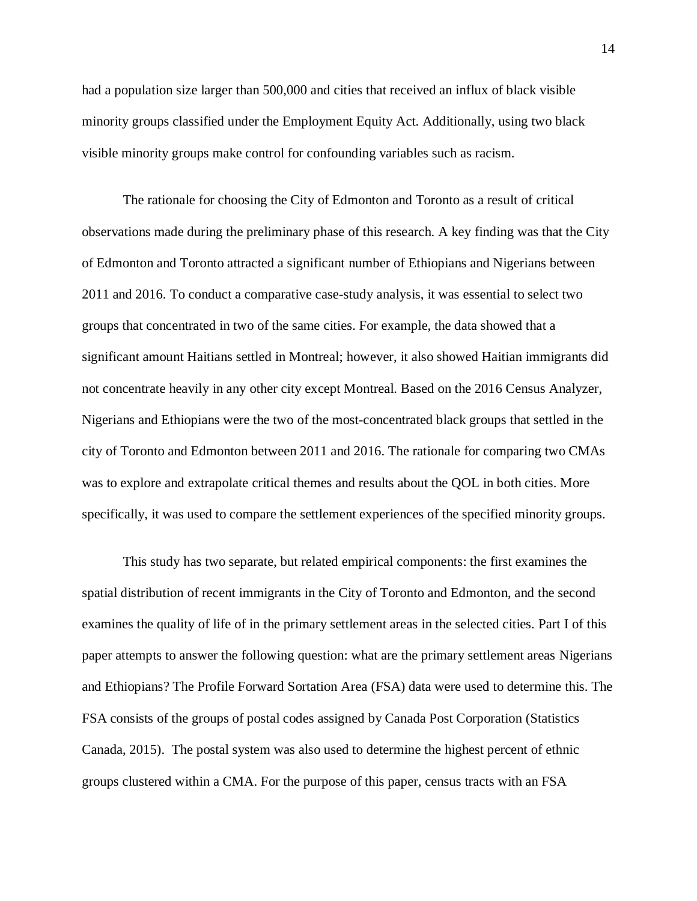had a population size larger than 500,000 and cities that received an influx of black visible minority groups classified under the Employment Equity Act. Additionally, using two black visible minority groups make control for confounding variables such as racism.

The rationale for choosing the City of Edmonton and Toronto as a result of critical observations made during the preliminary phase of this research. A key finding was that the City of Edmonton and Toronto attracted a significant number of Ethiopians and Nigerians between 2011 and 2016. To conduct a comparative case-study analysis, it was essential to select two groups that concentrated in two of the same cities. For example, the data showed that a significant amount Haitians settled in Montreal; however, it also showed Haitian immigrants did not concentrate heavily in any other city except Montreal. Based on the 2016 Census Analyzer, Nigerians and Ethiopians were the two of the most-concentrated black groups that settled in the city of Toronto and Edmonton between 2011 and 2016. The rationale for comparing two CMAs was to explore and extrapolate critical themes and results about the QOL in both cities. More specifically, it was used to compare the settlement experiences of the specified minority groups.

This study has two separate, but related empirical components: the first examines the spatial distribution of recent immigrants in the City of Toronto and Edmonton, and the second examines the quality of life of in the primary settlement areas in the selected cities. Part I of this paper attempts to answer the following question: what are the primary settlement areas Nigerians and Ethiopians? The Profile Forward Sortation Area (FSA) data were used to determine this. The FSA consists of the groups of postal codes assigned by Canada Post Corporation (Statistics Canada, 2015). The postal system was also used to determine the highest percent of ethnic groups clustered within a CMA. For the purpose of this paper, census tracts with an FSA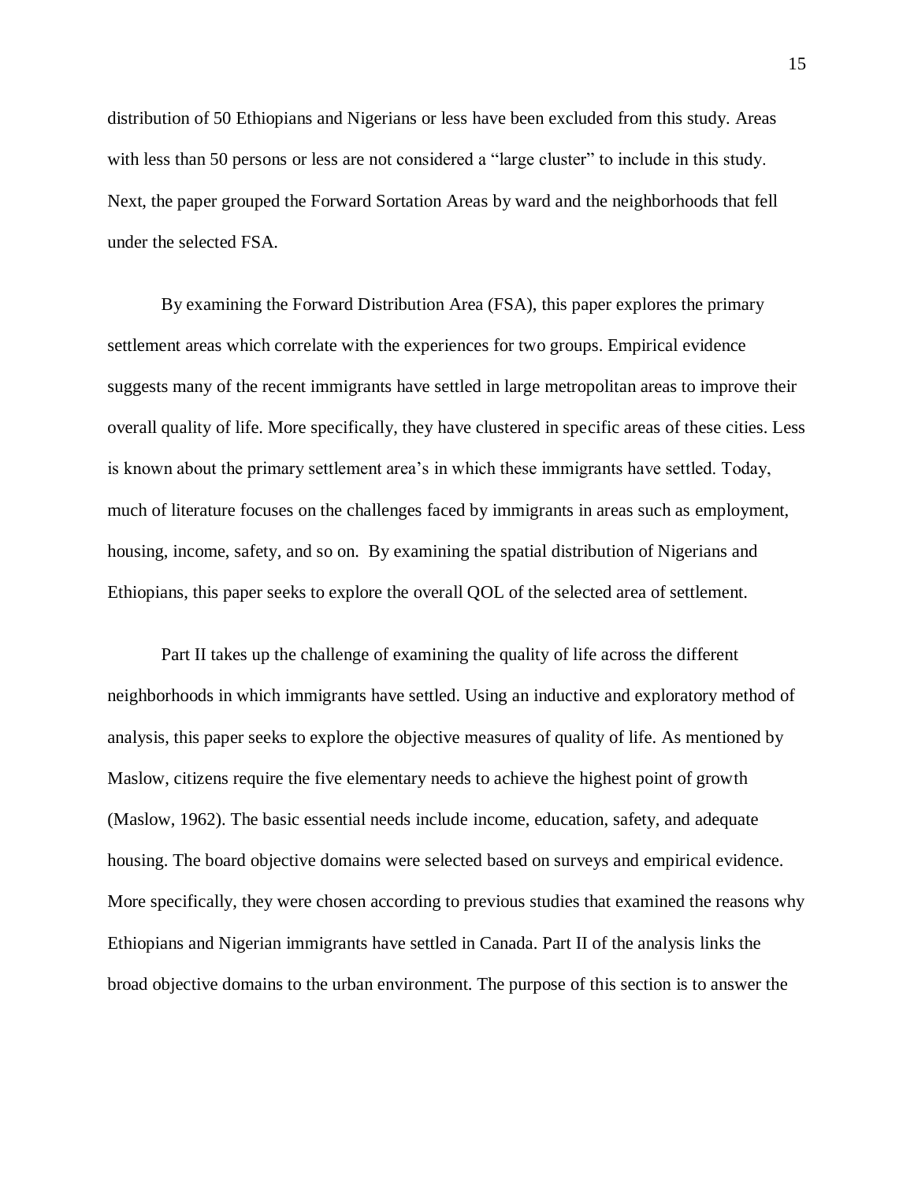distribution of 50 Ethiopians and Nigerians or less have been excluded from this study. Areas with less than 50 persons or less are not considered a "large cluster" to include in this study. Next, the paper grouped the Forward Sortation Areas by ward and the neighborhoods that fell under the selected FSA.

By examining the Forward Distribution Area (FSA), this paper explores the primary settlement areas which correlate with the experiences for two groups. Empirical evidence suggests many of the recent immigrants have settled in large metropolitan areas to improve their overall quality of life. More specifically, they have clustered in specific areas of these cities. Less is known about the primary settlement area's in which these immigrants have settled. Today, much of literature focuses on the challenges faced by immigrants in areas such as employment, housing, income, safety, and so on. By examining the spatial distribution of Nigerians and Ethiopians, this paper seeks to explore the overall QOL of the selected area of settlement.

Part II takes up the challenge of examining the quality of life across the different neighborhoods in which immigrants have settled. Using an inductive and exploratory method of analysis, this paper seeks to explore the objective measures of quality of life. As mentioned by Maslow, citizens require the five elementary needs to achieve the highest point of growth (Maslow, 1962). The basic essential needs include income, education, safety, and adequate housing. The board objective domains were selected based on surveys and empirical evidence. More specifically, they were chosen according to previous studies that examined the reasons why Ethiopians and Nigerian immigrants have settled in Canada. Part II of the analysis links the broad objective domains to the urban environment. The purpose of this section is to answer the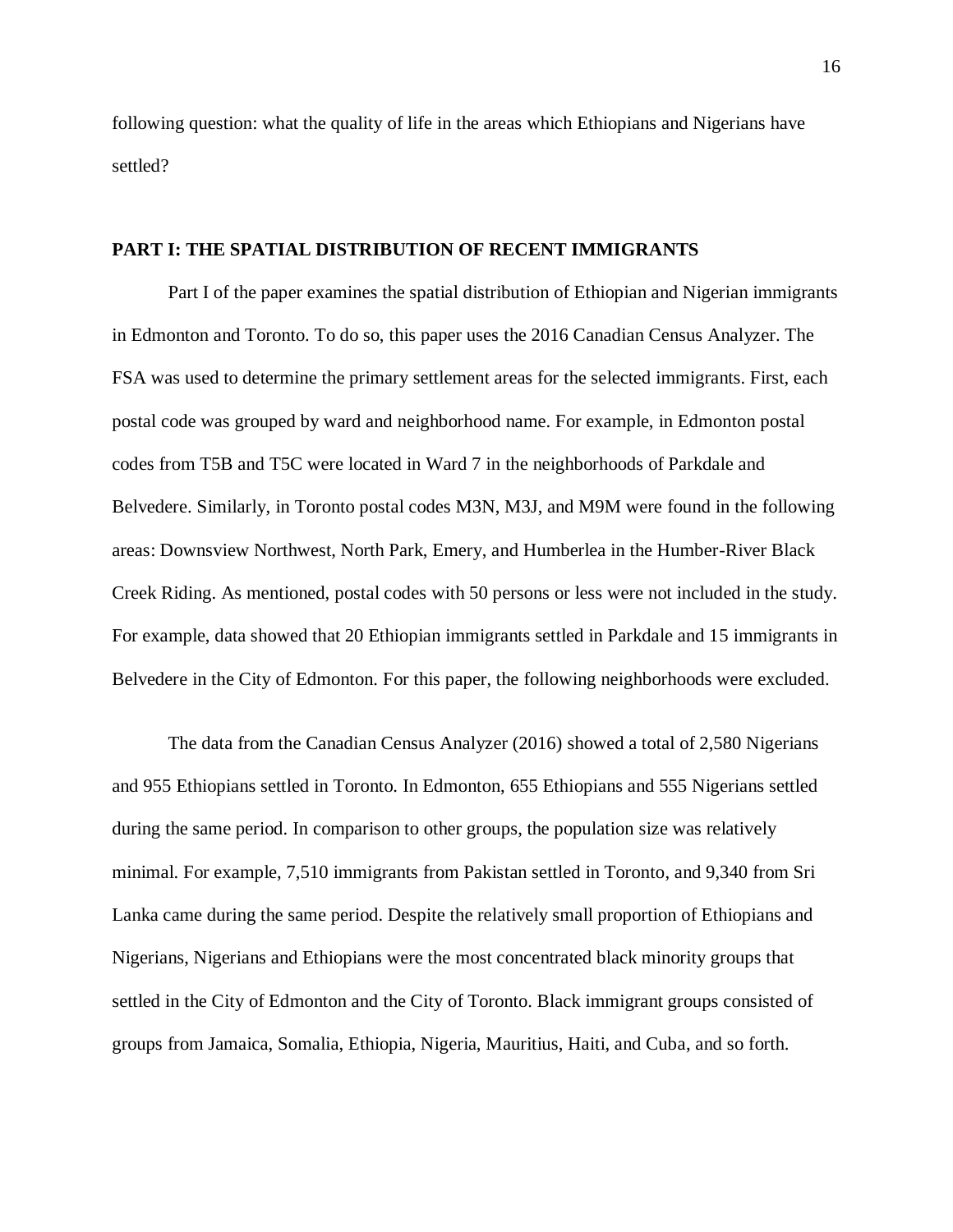following question: what the quality of life in the areas which Ethiopians and Nigerians have settled?

## PART I: THE SPATIAL DISTRIBUTION OF RECENT IMMIGRANTS

Part I of the paper examines the spatial distribution of Ethiopian and Nigerian immigrants in Edmonton and Toronto. To do so, this paper uses the 2016 Canadian Census Analyzer. The FSA was used to determine the primary settlement areas for the selected immigrants. First, each postal code was grouped by ward and neighborhood name. For example, in Edmonton postal codes from T5B and T5C were located in Ward 7 in the neighborhoods of Parkdale and Belvedere. Similarly, in Toronto postal codes M3N, M3J, and M9M were found in the following areas: Downsview Northwest, North Park, Emery, and Humberlea in the Humber-River Black Creek Riding. As mentioned, postal codes with 50 persons or less were not included in the study. For example, data showed that 20 Ethiopian immigrants settled in Parkdale and 15 immigrants in Belvedere in the City of Edmonton. For this paper, the following neighborhoods were excluded.

The data from the Canadian Census Analyzer (2016) showed a total of 2,580 Nigerians and 955 Ethiopians settled in Toronto. In Edmonton, 655 Ethiopians and 555 Nigerians settled during the same period. In comparison to other groups, the population size was relatively minimal. For example, 7,510 immigrants from Pakistan settled in Toronto, and 9,340 from Sri Lanka came during the same period. Despite the relatively small proportion of Ethiopians and Nigerians, Nigerians and Ethiopians were the most concentrated black minority groups that settled in the City of Edmonton and the City of Toronto. Black immigrant groups consisted of groups from Jamaica, Somalia, Ethiopia, Nigeria, Mauritius, Haiti, and Cuba, and so forth.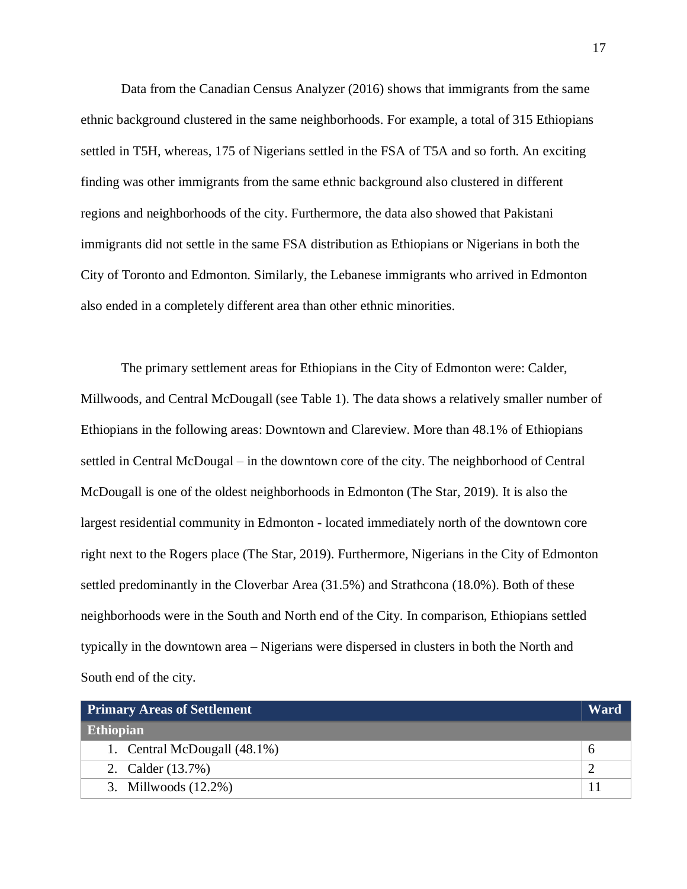Data from the Canadian Census Analyzer (2016) shows that immigrants from the same ethnic background clustered in the same neighborhoods. For example, a total of 315 Ethiopians settled in T5H, whereas, 175 of Nigerians settled in the FSA of T5A and so forth. An exciting finding was other immigrants from the same ethnic background also clustered in different regions and neighborhoods of the city. Furthermore, the data also showed that Pakistani immigrants did not settle in the same FSA distribution as Ethiopians or Nigerians in both the City of Toronto and Edmonton. Similarly, the Lebanese immigrants who arrived in Edmonton also ended in a completely different area than other ethnic minorities.

The primary settlement areas for Ethiopians in the City of Edmonton were: Calder, Millwoods, and Central McDougall (see Table 1). The data shows a relatively smaller number of Ethiopians in the following areas: Downtown and Clareview. More than 48.1% of Ethiopians settled in Central McDougal – in the downtown core of the city. The neighborhood of Central McDougall is one of the oldest neighborhoods in Edmonton (The Star, 2019). It is also the largest residential community in Edmonton - located immediately north of the downtown core right next to the Rogers place (The Star, 2019). Furthermore, Nigerians in the City of Edmonton settled predominantly in the Cloverbar Area (31.5%) and Strathcona (18.0%). Both of these neighborhoods were in the South and North end of the City. In comparison, Ethiopians settled typically in the downtown area – Nigerians were dispersed in clusters in both the North and South end of the city.

| Primary Areas of Settlement | Ward |
|---|---|
| **Ethiopian** | |
| 1. Central McDougall (48.1%) | 6 |
| 2. Calder (13.7%) | 2 |
| 3. Millwoods (12.2%) | 11 |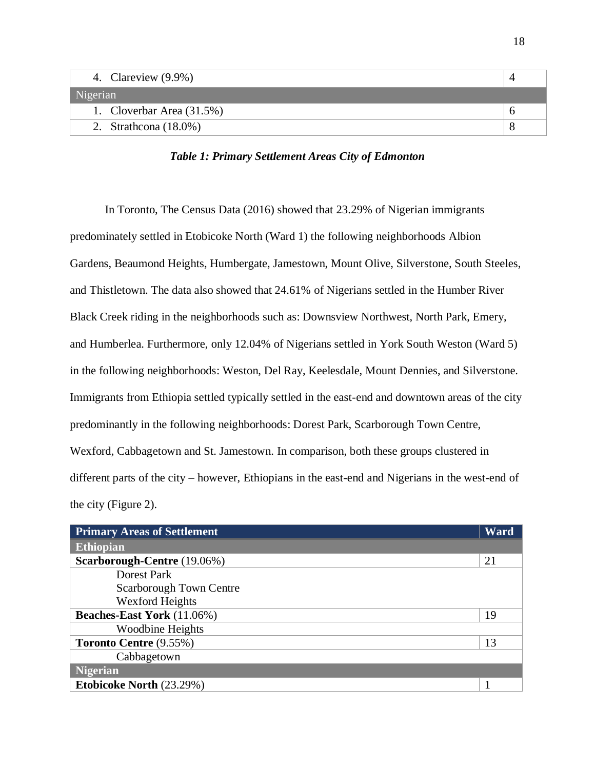| | |
|---|---|
| 4. Clareview (9.9%) | 4 |
| Nigerian | |
| 1. Cloverbar Area (31.5%) | 6 |
| 2. Strathcona (18.0%) | 8 |

***Table 1: Primary Settlement Areas City of Edmonton***

In Toronto, The Census Data (2016) showed that 23.29% of Nigerian immigrants predominately settled in Etobicoke North (Ward 1) the following neighborhoods Albion Gardens, Beaumond Heights, Humbergate, Jamestown, Mount Olive, Silverstone, South Steeles, and Thistletown. The data also showed that 24.61% of Nigerians settled in the Humber River Black Creek riding in the neighborhoods such as: Downsview Northwest, North Park, Emery, and Humberlea. Furthermore, only 12.04% of Nigerians settled in York South Weston (Ward 5) in the following neighborhoods: Weston, Del Ray, Keelesdale, Mount Dennies, and Silverstone. Immigrants from Ethiopia settled typically settled in the east-end and downtown areas of the city predominantly in the following neighborhoods: Dorest Park, Scarborough Town Centre, Wexford, Cabbagetown and St. Jamestown. In comparison, both these groups clustered in different parts of the city – however, Ethiopians in the east-end and Nigerians in the west-end of the city (Figure 2).

| Primary Areas of Settlement | Ward |
|---|---|
| **Ethiopian** | |
| **Scarborough-Centre** (19.06%) | 21 |
| Dorest Park<br>Scarborough Town Centre<br>Wexford Heights | |
| **Beaches-East York** (11.06%) | 19 |
| Woodbine Heights | |
| **Toronto Centre** (9.55%) | 13 |
| Cabbagetown | |
| **Nigerian** | |
| **Etobicoke North** (23.29%) | 1 |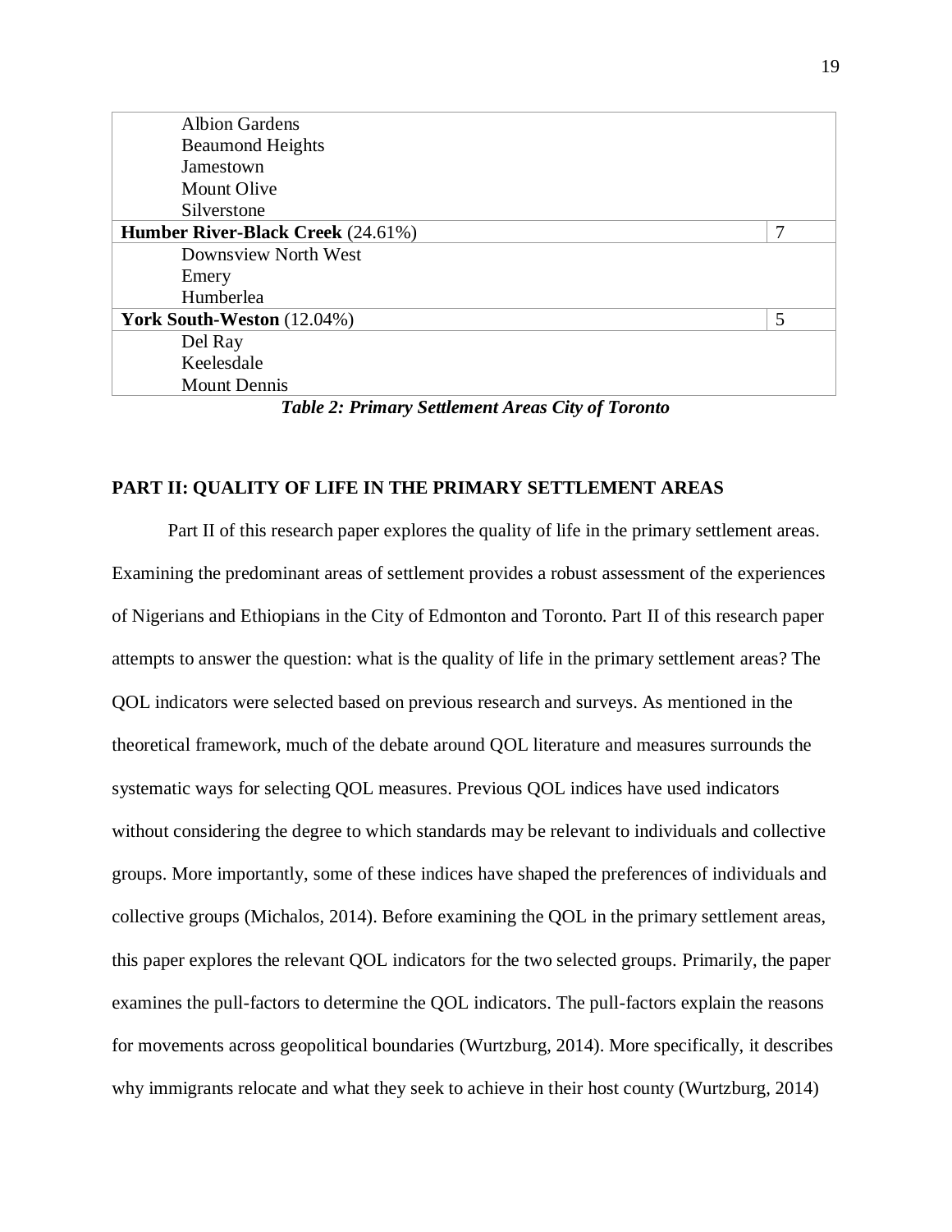| | |
|---|---|
| Albion Gardens<br>Beaumond Heights<br>Jamestown<br>Mount Olive<br>Silverstone | |
| **Humber River-Black Creek** (24.61%) | 7 |
| Downsview North West<br>Emery<br>Humberlea | |
| **York South-Weston** (12.04%) | 5 |
| Del Ray<br>Keelesdale<br>Mount Dennis | |

***Table 2: Primary Settlement Areas City of Toronto***

## PART II: QUALITY OF LIFE IN THE PRIMARY SETTLEMENT AREAS

Part II of this research paper explores the quality of life in the primary settlement areas. Examining the predominant areas of settlement provides a robust assessment of the experiences of Nigerians and Ethiopians in the City of Edmonton and Toronto. Part II of this research paper attempts to answer the question: what is the quality of life in the primary settlement areas? The QOL indicators were selected based on previous research and surveys. As mentioned in the theoretical framework, much of the debate around QOL literature and measures surrounds the systematic ways for selecting QOL measures. Previous QOL indices have used indicators without considering the degree to which standards may be relevant to individuals and collective groups. More importantly, some of these indices have shaped the preferences of individuals and collective groups (Michalos, 2014). Before examining the QOL in the primary settlement areas, this paper explores the relevant QOL indicators for the two selected groups. Primarily, the paper examines the pull-factors to determine the QOL indicators. The pull-factors explain the reasons for movements across geopolitical boundaries (Wurtzburg, 2014). More specifically, it describes why immigrants relocate and what they seek to achieve in their host county (Wurtzburg, 2014)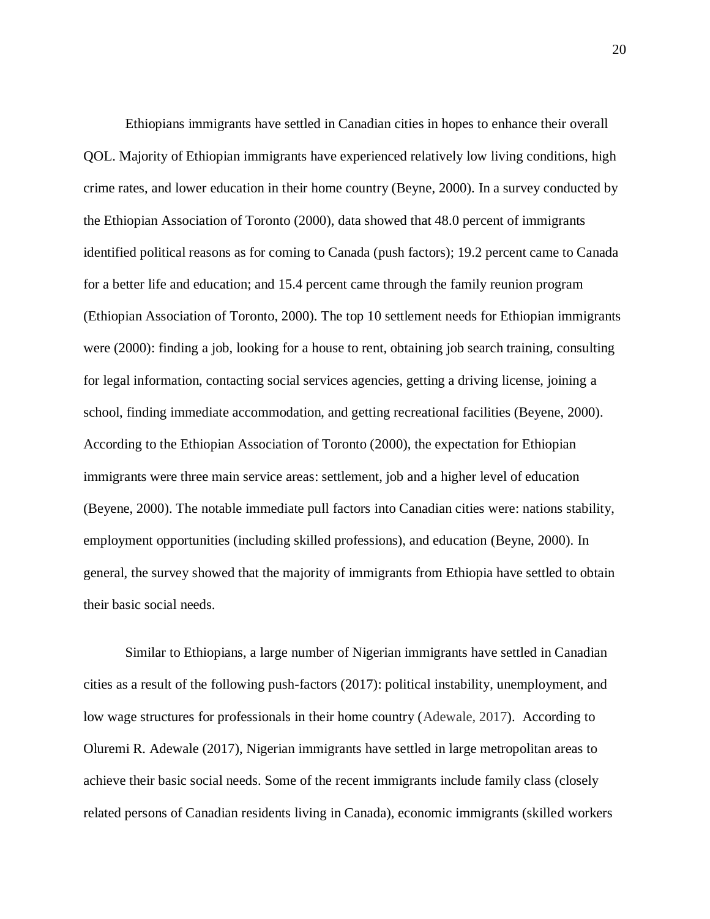Ethiopians immigrants have settled in Canadian cities in hopes to enhance their overall QOL. Majority of Ethiopian immigrants have experienced relatively low living conditions, high crime rates, and lower education in their home country (Beyne, 2000). In a survey conducted by the Ethiopian Association of Toronto (2000), data showed that 48.0 percent of immigrants identified political reasons as for coming to Canada (push factors); 19.2 percent came to Canada for a better life and education; and 15.4 percent came through the family reunion program (Ethiopian Association of Toronto, 2000). The top 10 settlement needs for Ethiopian immigrants were (2000): finding a job, looking for a house to rent, obtaining job search training, consulting for legal information, contacting social services agencies, getting a driving license, joining a school, finding immediate accommodation, and getting recreational facilities (Beyene, 2000). According to the Ethiopian Association of Toronto (2000), the expectation for Ethiopian immigrants were three main service areas: settlement, job and a higher level of education (Beyene, 2000). The notable immediate pull factors into Canadian cities were: nations stability, employment opportunities (including skilled professions), and education (Beyne, 2000). In general, the survey showed that the majority of immigrants from Ethiopia have settled to obtain their basic social needs.

Similar to Ethiopians, a large number of Nigerian immigrants have settled in Canadian cities as a result of the following push-factors (2017): political instability, unemployment, and low wage structures for professionals in their home country (Adewale, 2017). According to Oluremi R. Adewale (2017), Nigerian immigrants have settled in large metropolitan areas to achieve their basic social needs. Some of the recent immigrants include family class (closely related persons of Canadian residents living in Canada), economic immigrants (skilled workers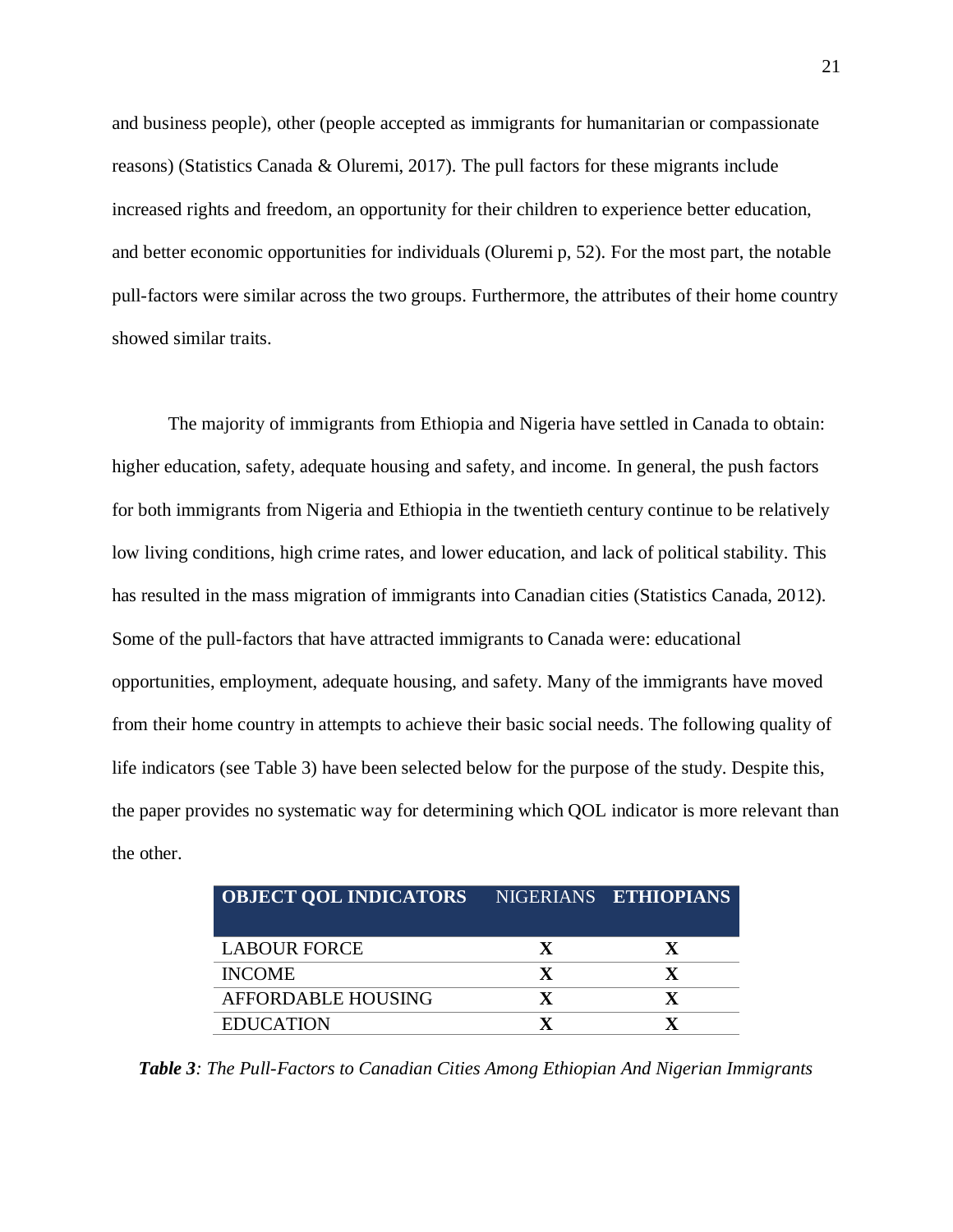and business people), other (people accepted as immigrants for humanitarian or compassionate reasons) (Statistics Canada & Oluremi, 2017). The pull factors for these migrants include increased rights and freedom, an opportunity for their children to experience better education, and better economic opportunities for individuals (Oluremi p, 52). For the most part, the notable pull-factors were similar across the two groups. Furthermore, the attributes of their home country showed similar traits.

The majority of immigrants from Ethiopia and Nigeria have settled in Canada to obtain: higher education, safety, adequate housing and safety, and income. In general, the push factors for both immigrants from Nigeria and Ethiopia in the twentieth century continue to be relatively low living conditions, high crime rates, and lower education, and lack of political stability. This has resulted in the mass migration of immigrants into Canadian cities (Statistics Canada, 2012). Some of the pull-factors that have attracted immigrants to Canada were: educational opportunities, employment, adequate housing, and safety. Many of the immigrants have moved from their home country in attempts to achieve their basic social needs. The following quality of life indicators (see Table 3) have been selected below for the purpose of the study. Despite this, the paper provides no systematic way for determining which QOL indicator is more relevant than the other.

| **OBJECT QOL INDICATORS** | NIGERIANS | **ETHIOPIANS** |
|---|---|---|
| LABOUR FORCE | **X** | **X** |
| INCOME | **X** | **X** |
| AFFORDABLE HOUSING | **X** | **X** |
| EDUCATION | **X** | **X** |

***Table 3****: The Pull-Factors to Canadian Cities Among Ethiopian And Nigerian Immigrants*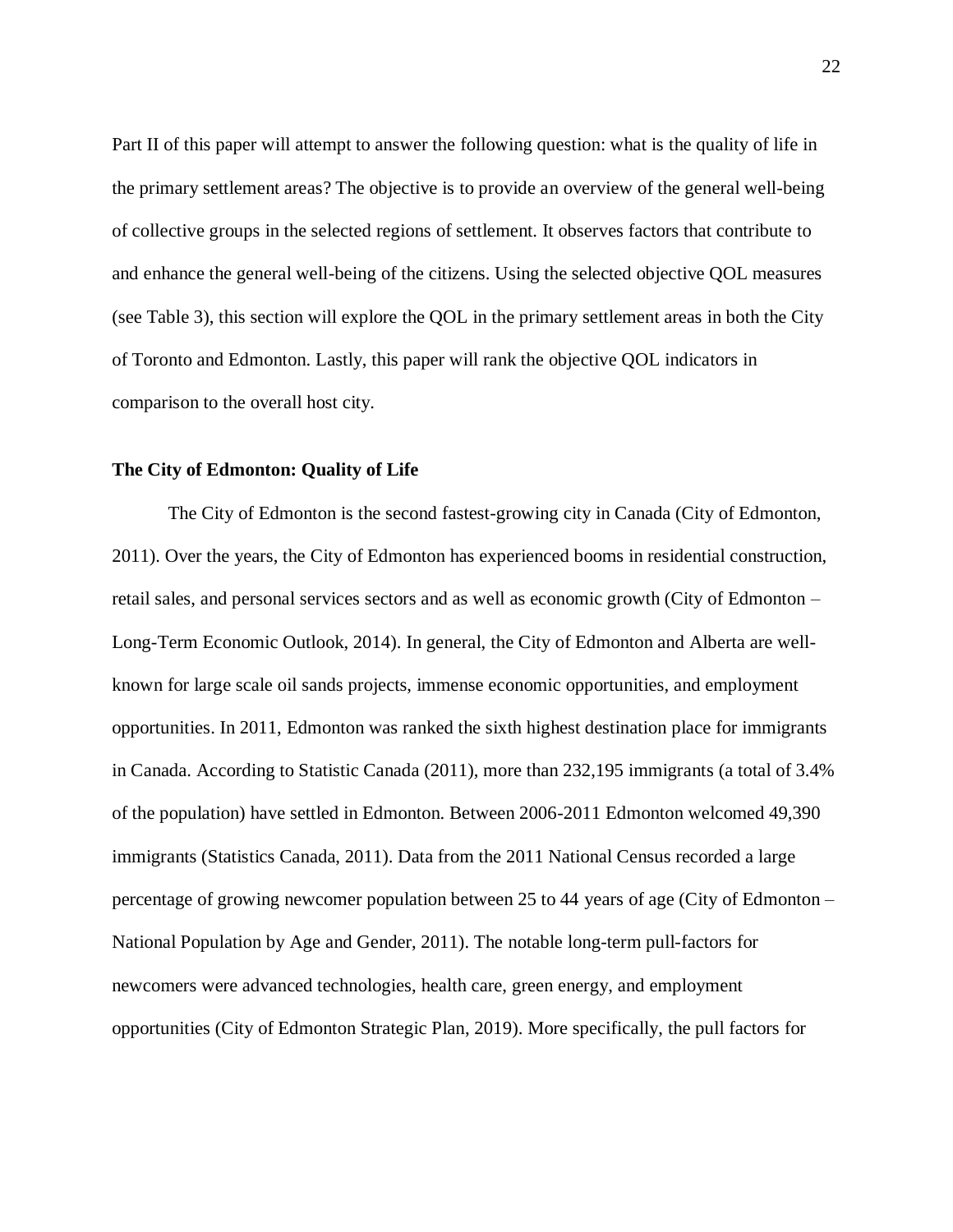Part II of this paper will attempt to answer the following question: what is the quality of life in the primary settlement areas? The objective is to provide an overview of the general well-being of collective groups in the selected regions of settlement. It observes factors that contribute to and enhance the general well-being of the citizens. Using the selected objective QOL measures (see Table 3), this section will explore the QOL in the primary settlement areas in both the City of Toronto and Edmonton. Lastly, this paper will rank the objective QOL indicators in comparison to the overall host city.

**The City of Edmonton: Quality of Life**

The City of Edmonton is the second fastest-growing city in Canada (City of Edmonton, 2011). Over the years, the City of Edmonton has experienced booms in residential construction, retail sales, and personal services sectors and as well as economic growth (City of Edmonton – Long-Term Economic Outlook, 2014). In general, the City of Edmonton and Alberta are well-known for large scale oil sands projects, immense economic opportunities, and employment opportunities. In 2011, Edmonton was ranked the sixth highest destination place for immigrants in Canada. According to Statistic Canada (2011), more than 232,195 immigrants (a total of 3.4% of the population) have settled in Edmonton. Between 2006-2011 Edmonton welcomed 49,390 immigrants (Statistics Canada, 2011). Data from the 2011 National Census recorded a large percentage of growing newcomer population between 25 to 44 years of age (City of Edmonton – National Population by Age and Gender, 2011). The notable long-term pull-factors for newcomers were advanced technologies, health care, green energy, and employment opportunities (City of Edmonton Strategic Plan, 2019). More specifically, the pull factors for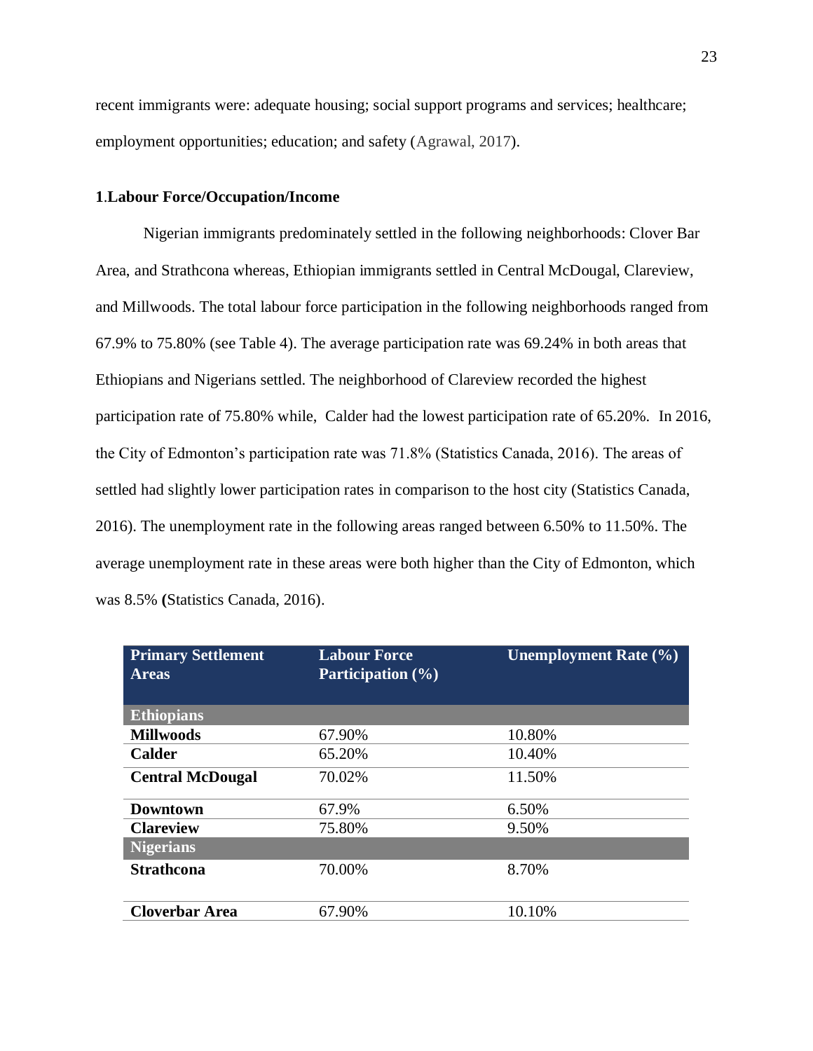recent immigrants were: adequate housing; social support programs and services; healthcare; employment opportunities; education; and safety (Agrawal, 2017).

**1**.**Labour Force/Occupation/Income**

Nigerian immigrants predominately settled in the following neighborhoods: Clover Bar Area, and Strathcona whereas, Ethiopian immigrants settled in Central McDougal, Clareview, and Millwoods. The total labour force participation in the following neighborhoods ranged from 67.9% to 75.80% (see Table 4). The average participation rate was 69.24% in both areas that Ethiopians and Nigerians settled. The neighborhood of Clareview recorded the highest participation rate of 75.80% while, Calder had the lowest participation rate of 65.20%. In 2016, the City of Edmonton's participation rate was 71.8% (Statistics Canada, 2016). The areas of settled had slightly lower participation rates in comparison to the host city (Statistics Canada, 2016). The unemployment rate in the following areas ranged between 6.50% to 11.50%. The average unemployment rate in these areas were both higher than the City of Edmonton, which was 8.5% **(**Statistics Canada, 2016).

| Primary Settlement Areas | Labour Force Participation (%) | Unemployment Rate (%) |
|---|---|---|
| **Ethiopians** | | |
| **Millwoods** | 67.90% | 10.80% |
| **Calder** | 65.20% | 10.40% |
| **Central McDougal** | 70.02% | 11.50% |
| **Downtown** | 67.9% | 6.50% |
| **Clareview** | 75.80% | 9.50% |
| **Nigerians** | | |
| **Strathcona** | 70.00% | 8.70% |
| **Cloverbar Area** | 67.90% | 10.10% |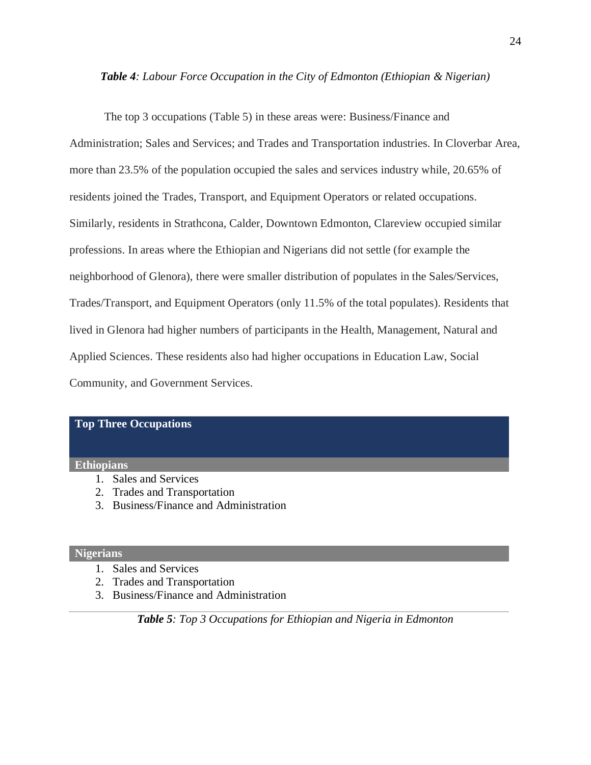***Table 4**: Labour Force Occupation in the City of Edmonton (Ethiopian & Nigerian)*

The top 3 occupations (Table 5) in these areas were: Business/Finance and Administration; Sales and Services; and Trades and Transportation industries. In Cloverbar Area, more than 23.5% of the population occupied the sales and services industry while, 20.65% of residents joined the Trades, Transport, and Equipment Operators or related occupations. Similarly, residents in Strathcona, Calder, Downtown Edmonton, Clareview occupied similar professions. In areas where the Ethiopian and Nigerians did not settle (for example the neighborhood of Glenora), there were smaller distribution of populates in the Sales/Services, Trades/Transport, and Equipment Operators (only 11.5% of the total populates). Residents that lived in Glenora had higher numbers of participants in the Health, Management, Natural and Applied Sciences. These residents also had higher occupations in Education Law, Social Community, and Government Services.

| **Top Three Occupations** |
|---|
| **Ethiopians** |
| 1. Sales and Services |
| 2. Trades and Transportation |
| 3. Business/Finance and Administration |
| **Nigerians** |
| 1. Sales and Services |
| 2. Trades and Transportation |
| 3. Business/Finance and Administration |

***Table 5**: Top 3 Occupations for Ethiopian and Nigeria in Edmonton*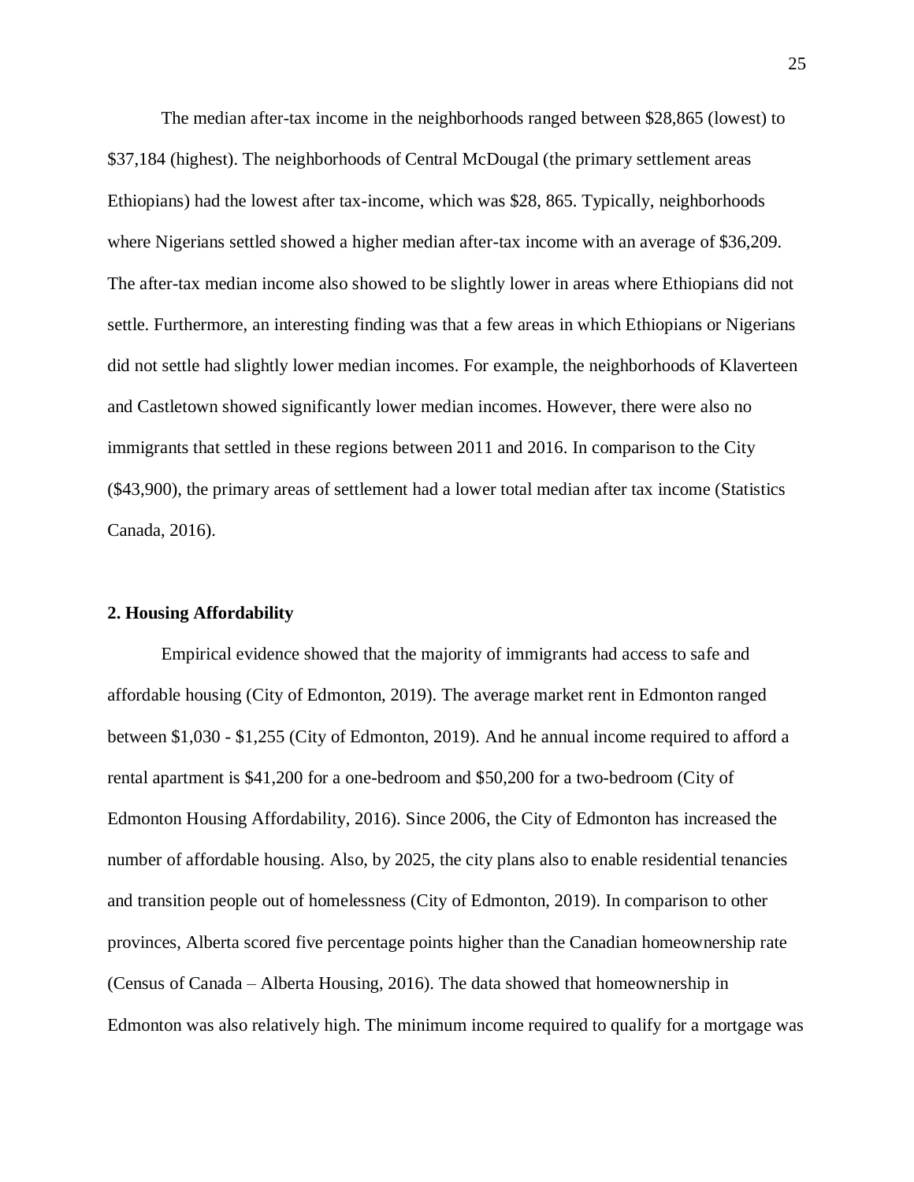The median after-tax income in the neighborhoods ranged between $28,865 (lowest) to $37,184 (highest). The neighborhoods of Central McDougal (the primary settlement areas Ethiopians) had the lowest after tax-income, which was $28, 865. Typically, neighborhoods where Nigerians settled showed a higher median after-tax income with an average of $36,209. The after-tax median income also showed to be slightly lower in areas where Ethiopians did not settle. Furthermore, an interesting finding was that a few areas in which Ethiopians or Nigerians did not settle had slightly lower median incomes. For example, the neighborhoods of Klaverteen and Castletown showed significantly lower median incomes. However, there were also no immigrants that settled in these regions between 2011 and 2016. In comparison to the City ($43,900), the primary areas of settlement had a lower total median after tax income (Statistics Canada, 2016).

**2. Housing Affordability**

Empirical evidence showed that the majority of immigrants had access to safe and affordable housing (City of Edmonton, 2019). The average market rent in Edmonton ranged between $1,030 - $1,255 (City of Edmonton, 2019). And he annual income required to afford a rental apartment is $41,200 for a one-bedroom and $50,200 for a two-bedroom (City of Edmonton Housing Affordability, 2016). Since 2006, the City of Edmonton has increased the number of affordable housing. Also, by 2025, the city plans also to enable residential tenancies and transition people out of homelessness (City of Edmonton, 2019). In comparison to other provinces, Alberta scored five percentage points higher than the Canadian homeownership rate (Census of Canada – Alberta Housing, 2016). The data showed that homeownership in Edmonton was also relatively high. The minimum income required to qualify for a mortgage was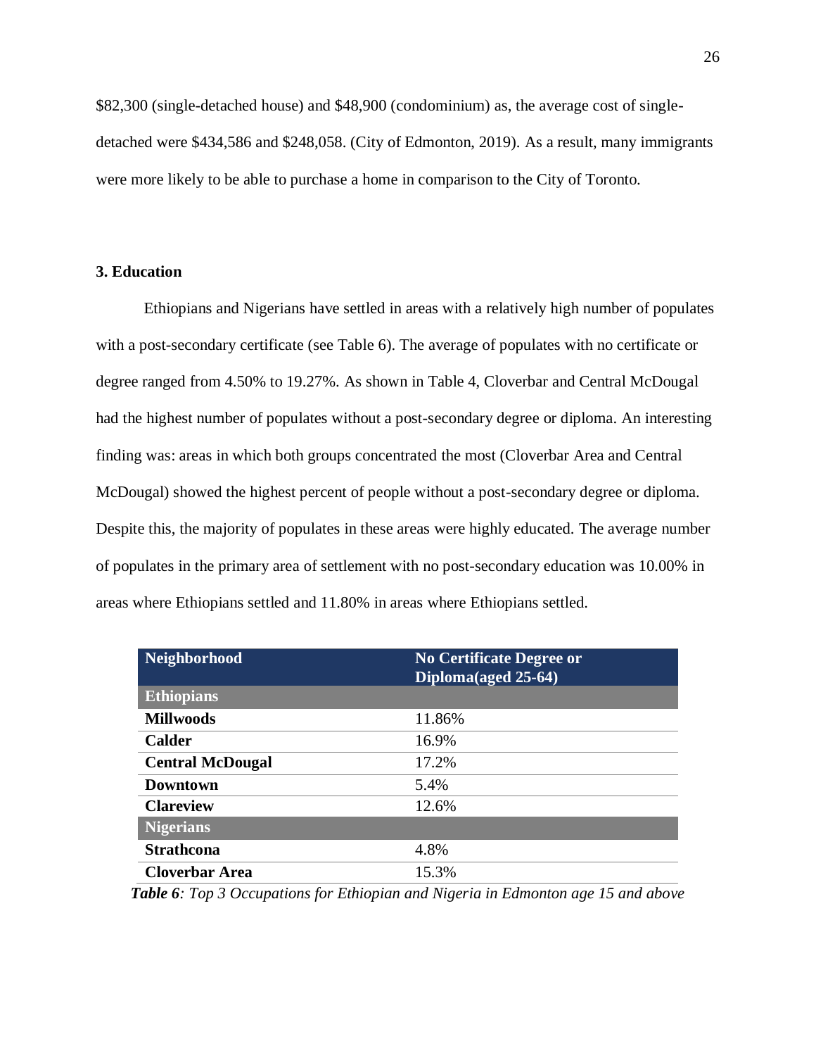$82,300 (single-detached house) and $48,900 (condominium) as, the average cost of single-detached were $434,586 and $248,058. (City of Edmonton, 2019). As a result, many immigrants were more likely to be able to purchase a home in comparison to the City of Toronto.

### 3. Education

Ethiopians and Nigerians have settled in areas with a relatively high number of populates with a post-secondary certificate (see Table 6). The average of populates with no certificate or degree ranged from 4.50% to 19.27%. As shown in Table 4, Cloverbar and Central McDougal had the highest number of populates without a post-secondary degree or diploma. An interesting finding was: areas in which both groups concentrated the most (Cloverbar Area and Central McDougal) showed the highest percent of people without a post-secondary degree or diploma. Despite this, the majority of populates in these areas were highly educated. The average number of populates in the primary area of settlement with no post-secondary education was 10.00% in areas where Ethiopians settled and 11.80% in areas where Ethiopians settled.

| Neighborhood | No Certificate Degree or Diploma(aged 25-64) |
|---|---|
| **Ethiopians** | |
| **Millwoods** | 11.86% |
| **Calder** | 16.9% |
| **Central McDougal** | 17.2% |
| **Downtown** | 5.4% |
| **Clareview** | 12.6% |
| **Nigerians** | |
| **Strathcona** | 4.8% |
| **Cloverbar Area** | 15.3% |

***Table 6****: Top 3 Occupations for Ethiopian and Nigeria in Edmonton age 15 and above*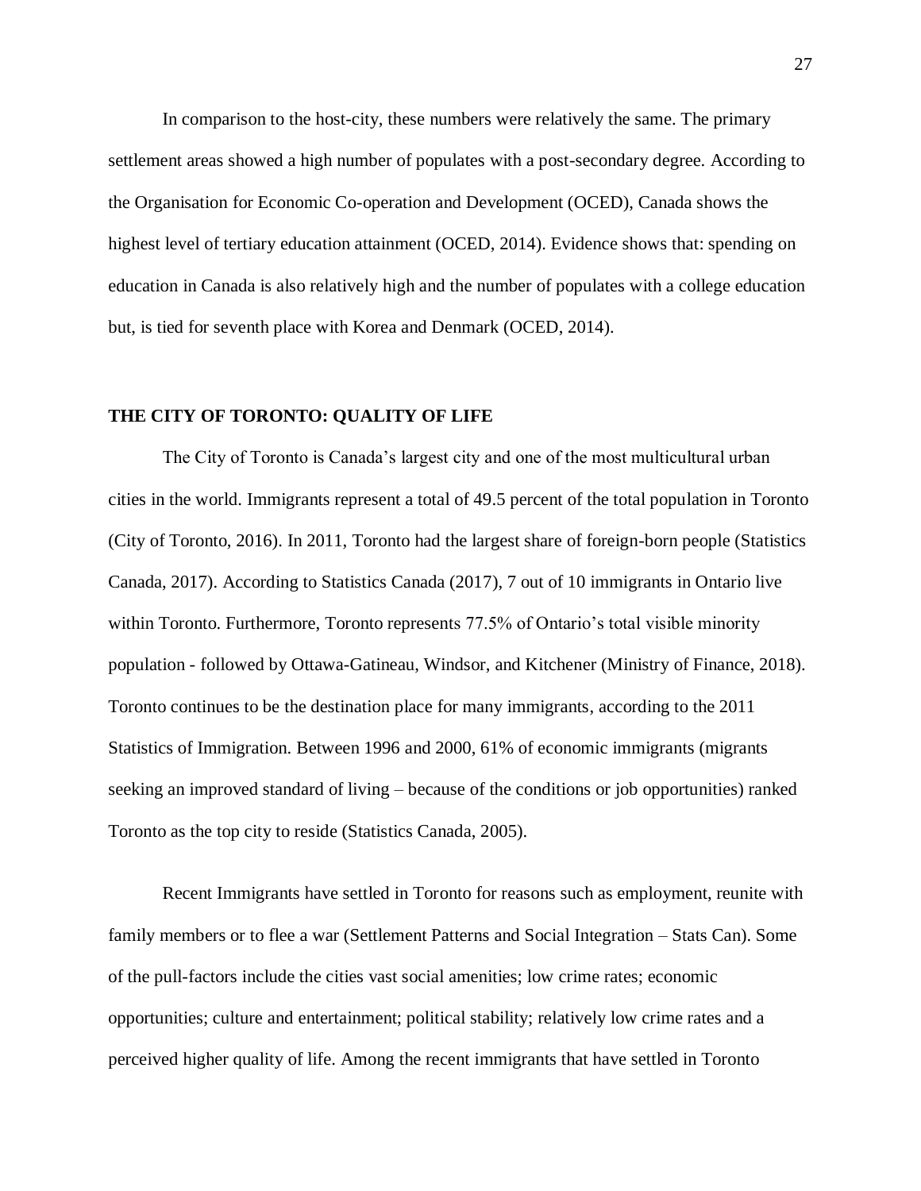In comparison to the host-city, these numbers were relatively the same. The primary settlement areas showed a high number of populates with a post-secondary degree. According to the Organisation for Economic Co-operation and Development (OCED), Canada shows the highest level of tertiary education attainment (OCED, 2014). Evidence shows that: spending on education in Canada is also relatively high and the number of populates with a college education but, is tied for seventh place with Korea and Denmark (OCED, 2014).

## THE CITY OF TORONTO: QUALITY OF LIFE

The City of Toronto is Canada's largest city and one of the most multicultural urban cities in the world. Immigrants represent a total of 49.5 percent of the total population in Toronto (City of Toronto, 2016). In 2011, Toronto had the largest share of foreign-born people (Statistics Canada, 2017). According to Statistics Canada (2017), 7 out of 10 immigrants in Ontario live within Toronto. Furthermore, Toronto represents 77.5% of Ontario's total visible minority population - followed by Ottawa-Gatineau, Windsor, and Kitchener (Ministry of Finance, 2018). Toronto continues to be the destination place for many immigrants, according to the 2011 Statistics of Immigration. Between 1996 and 2000, 61% of economic immigrants (migrants seeking an improved standard of living – because of the conditions or job opportunities) ranked Toronto as the top city to reside (Statistics Canada, 2005).

Recent Immigrants have settled in Toronto for reasons such as employment, reunite with family members or to flee a war (Settlement Patterns and Social Integration – Stats Can). Some of the pull-factors include the cities vast social amenities; low crime rates; economic opportunities; culture and entertainment; political stability; relatively low crime rates and a perceived higher quality of life. Among the recent immigrants that have settled in Toronto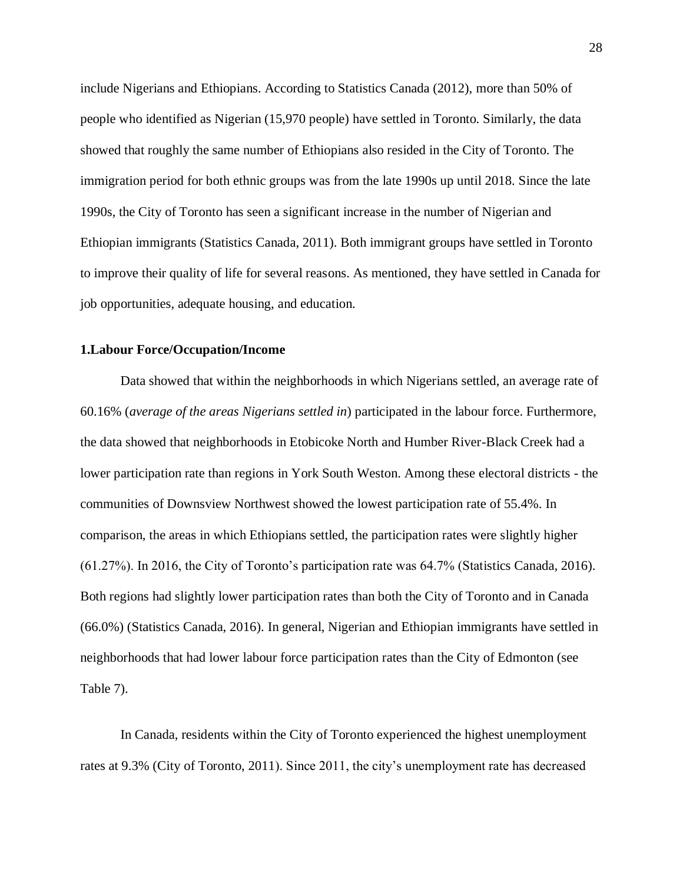include Nigerians and Ethiopians. According to Statistics Canada (2012), more than 50% of people who identified as Nigerian (15,970 people) have settled in Toronto. Similarly, the data showed that roughly the same number of Ethiopians also resided in the City of Toronto. The immigration period for both ethnic groups was from the late 1990s up until 2018. Since the late 1990s, the City of Toronto has seen a significant increase in the number of Nigerian and Ethiopian immigrants (Statistics Canada, 2011). Both immigrant groups have settled in Toronto to improve their quality of life for several reasons. As mentioned, they have settled in Canada for job opportunities, adequate housing, and education.

**1.Labour Force/Occupation/Income**

Data showed that within the neighborhoods in which Nigerians settled, an average rate of 60.16% (*average of the areas Nigerians settled in*) participated in the labour force. Furthermore, the data showed that neighborhoods in Etobicoke North and Humber River-Black Creek had a lower participation rate than regions in York South Weston. Among these electoral districts - the communities of Downsview Northwest showed the lowest participation rate of 55.4%. In comparison, the areas in which Ethiopians settled, the participation rates were slightly higher (61.27%). In 2016, the City of Toronto's participation rate was 64.7% (Statistics Canada, 2016). Both regions had slightly lower participation rates than both the City of Toronto and in Canada (66.0%) (Statistics Canada, 2016). In general, Nigerian and Ethiopian immigrants have settled in neighborhoods that had lower labour force participation rates than the City of Edmonton (see Table 7).

In Canada, residents within the City of Toronto experienced the highest unemployment rates at 9.3% (City of Toronto, 2011). Since 2011, the city's unemployment rate has decreased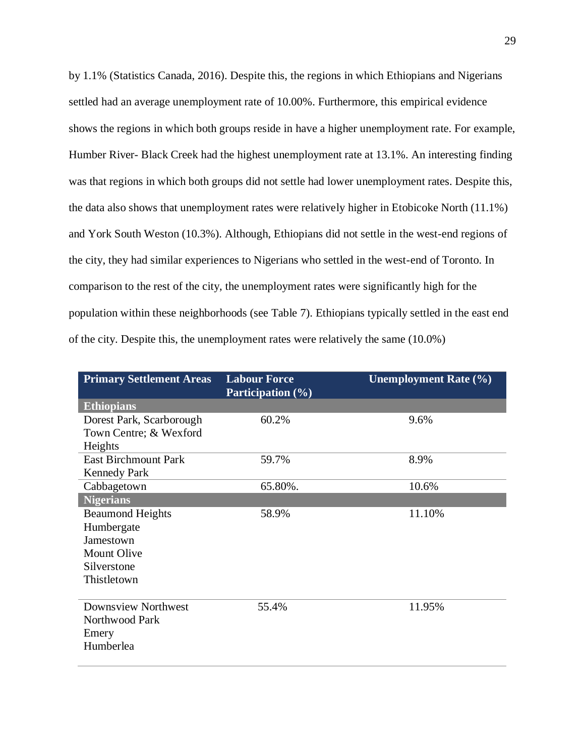by 1.1% (Statistics Canada, 2016). Despite this, the regions in which Ethiopians and Nigerians settled had an average unemployment rate of 10.00%. Furthermore, this empirical evidence shows the regions in which both groups reside in have a higher unemployment rate. For example, Humber River- Black Creek had the highest unemployment rate at 13.1%. An interesting finding was that regions in which both groups did not settle had lower unemployment rates. Despite this, the data also shows that unemployment rates were relatively higher in Etobicoke North (11.1%) and York South Weston (10.3%). Although, Ethiopians did not settle in the west-end regions of the city, they had similar experiences to Nigerians who settled in the west-end of Toronto. In comparison to the rest of the city, the unemployment rates were significantly high for the population within these neighborhoods (see Table 7). Ethiopians typically settled in the east end of the city. Despite this, the unemployment rates were relatively the same (10.0%)

| Primary Settlement Areas | Labour Force Participation (%) | Unemployment Rate (%) |
|---|---|---|
| **Ethiopians** | | |
| Dorest Park, Scarborough Town Centre; & Wexford Heights | 60.2% | 9.6% |
| East Birchmount Park Kennedy Park | 59.7% | 8.9% |
| Cabbagetown | 65.80%. | 10.6% |
| **Nigerians** | | |
| Beaumond Heights Humbergate Jamestown Mount Olive Silverstone Thistletown | 58.9% | 11.10% |
| Downsview Northwest Northwood Park Emery Humberlea | 55.4% | 11.95% |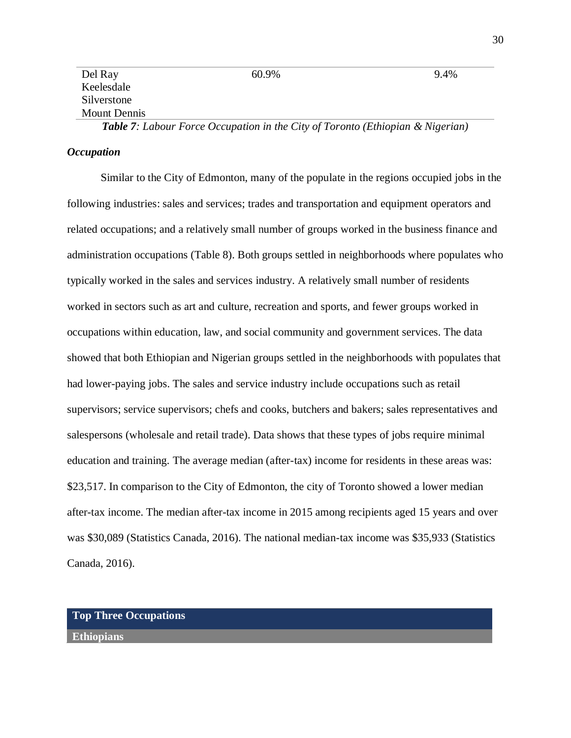| | | |
|---|---|---|
| Del Ray<br>Keelesdale<br>Silverstone<br>Mount Dennis | 60.9% | 9.4% |

***Table 7**: Labour Force Occupation in the City of Toronto (Ethiopian & Nigerian)*

### *Occupation*

Similar to the City of Edmonton, many of the populate in the regions occupied jobs in the following industries: sales and services; trades and transportation and equipment operators and related occupations; and a relatively small number of groups worked in the business finance and administration occupations (Table 8). Both groups settled in neighborhoods where populates who typically worked in the sales and services industry. A relatively small number of residents worked in sectors such as art and culture, recreation and sports, and fewer groups worked in occupations within education, law, and social community and government services. The data showed that both Ethiopian and Nigerian groups settled in the neighborhoods with populates that had lower-paying jobs. The sales and service industry include occupations such as retail supervisors; service supervisors; chefs and cooks, butchers and bakers; sales representatives and salespersons (wholesale and retail trade). Data shows that these types of jobs require minimal education and training. The average median (after-tax) income for residents in these areas was: $23,517. In comparison to the City of Edmonton, the city of Toronto showed a lower median after-tax income. The median after-tax income in 2015 among recipients aged 15 years and over was $30,089 (Statistics Canada, 2016). The national median-tax income was $35,933 (Statistics Canada, 2016).

| **Top Three Occupations** |
|---|
| **Ethiopians** |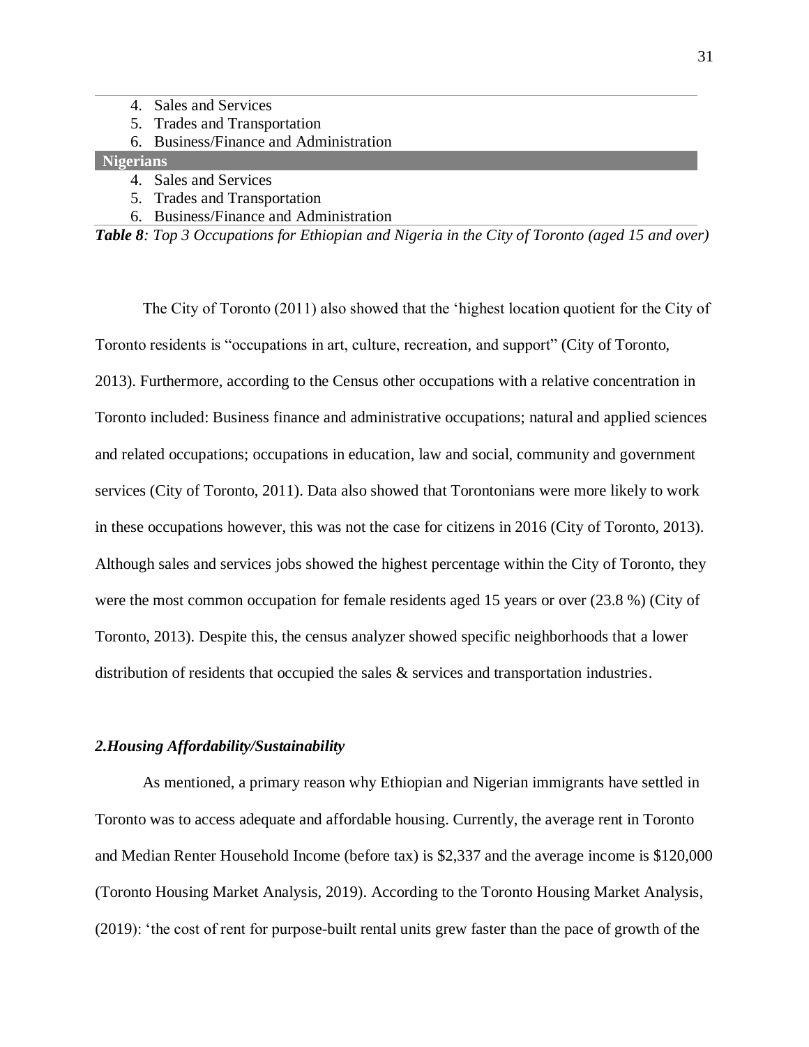4. Sales and Services
5. Trades and Transportation
6. Business/Finance and Administration

**Nigerians**

4. Sales and Services
5. Trades and Transportation
6. Business/Finance and Administration

***Table 8****: Top 3 Occupations for Ethiopian and Nigeria in the City of Toronto (aged 15 and over)*

The City of Toronto (2011) also showed that the 'highest location quotient for the City of Toronto residents is "occupations in art, culture, recreation, and support" (City of Toronto, 2013). Furthermore, according to the Census other occupations with a relative concentration in Toronto included: Business finance and administrative occupations; natural and applied sciences and related occupations; occupations in education, law and social, community and government services (City of Toronto, 2011). Data also showed that Torontonians were more likely to work in these occupations however, this was not the case for citizens in 2016 (City of Toronto, 2013). Although sales and services jobs showed the highest percentage within the City of Toronto, they were the most common occupation for female residents aged 15 years or over (23.8 %) (City of Toronto, 2013). Despite this, the census analyzer showed specific neighborhoods that a lower distribution of residents that occupied the sales & services and transportation industries.

### *2.Housing Affordability/Sustainability*

As mentioned, a primary reason why Ethiopian and Nigerian immigrants have settled in Toronto was to access adequate and affordable housing. Currently, the average rent in Toronto and Median Renter Household Income (before tax) is $2,337 and the average income is $120,000 (Toronto Housing Market Analysis, 2019). According to the Toronto Housing Market Analysis, (2019): 'the cost of rent for purpose-built rental units grew faster than the pace of growth of the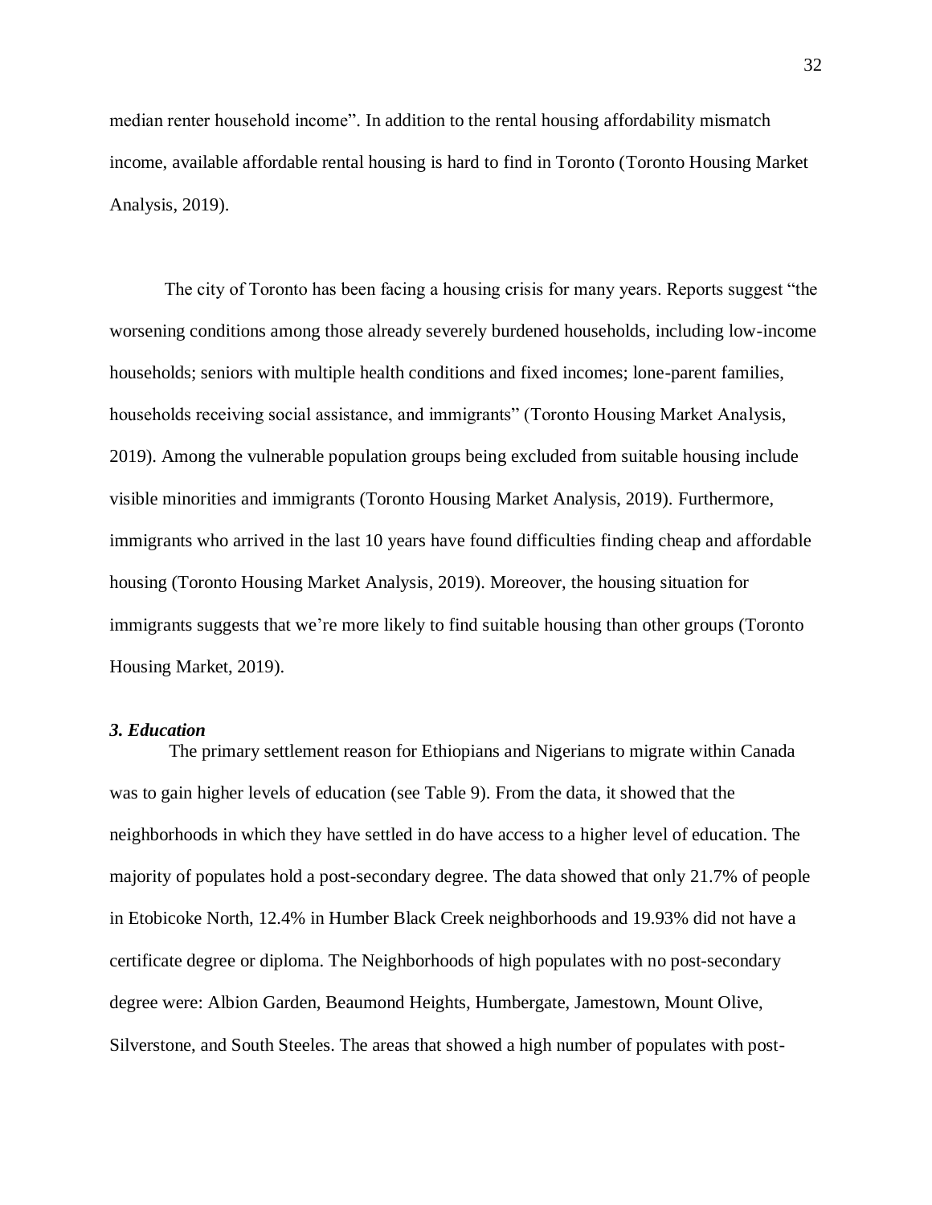median renter household income". In addition to the rental housing affordability mismatch income, available affordable rental housing is hard to find in Toronto (Toronto Housing Market Analysis, 2019).

The city of Toronto has been facing a housing crisis for many years. Reports suggest "the worsening conditions among those already severely burdened households, including low-income households; seniors with multiple health conditions and fixed incomes; lone-parent families, households receiving social assistance, and immigrants" (Toronto Housing Market Analysis, 2019). Among the vulnerable population groups being excluded from suitable housing include visible minorities and immigrants (Toronto Housing Market Analysis, 2019). Furthermore, immigrants who arrived in the last 10 years have found difficulties finding cheap and affordable housing (Toronto Housing Market Analysis, 2019). Moreover, the housing situation for immigrants suggests that we're more likely to find suitable housing than other groups (Toronto Housing Market, 2019).

### *3. Education*

The primary settlement reason for Ethiopians and Nigerians to migrate within Canada was to gain higher levels of education (see Table 9). From the data, it showed that the neighborhoods in which they have settled in do have access to a higher level of education. The majority of populates hold a post-secondary degree. The data showed that only 21.7% of people in Etobicoke North, 12.4% in Humber Black Creek neighborhoods and 19.93% did not have a certificate degree or diploma. The Neighborhoods of high populates with no post-secondary degree were: Albion Garden, Beaumond Heights, Humbergate, Jamestown, Mount Olive, Silverstone, and South Steeles. The areas that showed a high number of populates with post-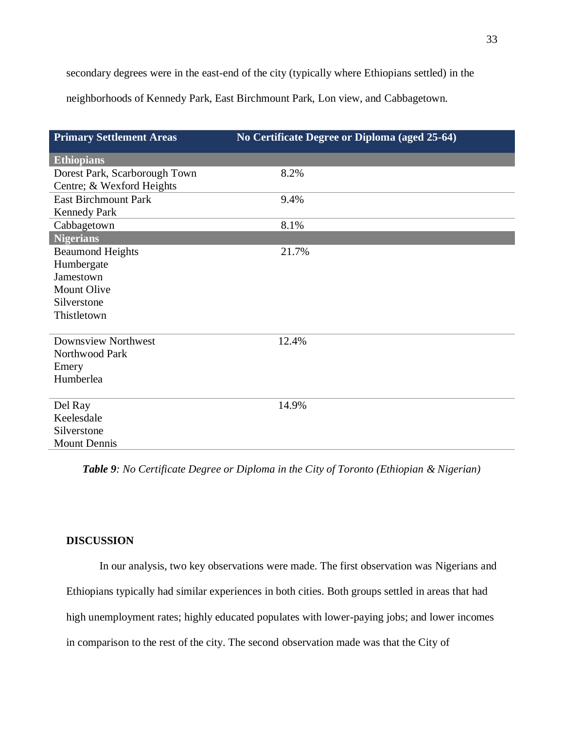secondary degrees were in the east-end of the city (typically where Ethiopians settled) in the neighborhoods of Kennedy Park, East Birchmount Park, Lon view, and Cabbagetown.

| Primary Settlement Areas | No Certificate Degree or Diploma (aged 25-64) |
|---|---|
| **Ethiopians** | |
| Dorest Park, Scarborough Town Centre; & Wexford Heights | 8.2% |
| East Birchmount Park<br>Kennedy Park | 9.4% |
| Cabbagetown | 8.1% |
| **Nigerians** | |
| Beaumond Heights<br>Humbergate<br>Jamestown<br>Mount Olive<br>Silverstone<br>Thistletown | 21.7% |
| Downsview Northwest<br>Northwood Park<br>Emery<br>Humberlea | 12.4% |
| Del Ray<br>Keelesdale<br>Silverstone<br>Mount Dennis | 14.9% |

***Table 9**: No Certificate Degree or Diploma in the City of Toronto (Ethiopian & Nigerian)*

## DISCUSSION

In our analysis, two key observations were made. The first observation was Nigerians and Ethiopians typically had similar experiences in both cities. Both groups settled in areas that had high unemployment rates; highly educated populates with lower-paying jobs; and lower incomes in comparison to the rest of the city. The second observation made was that the City of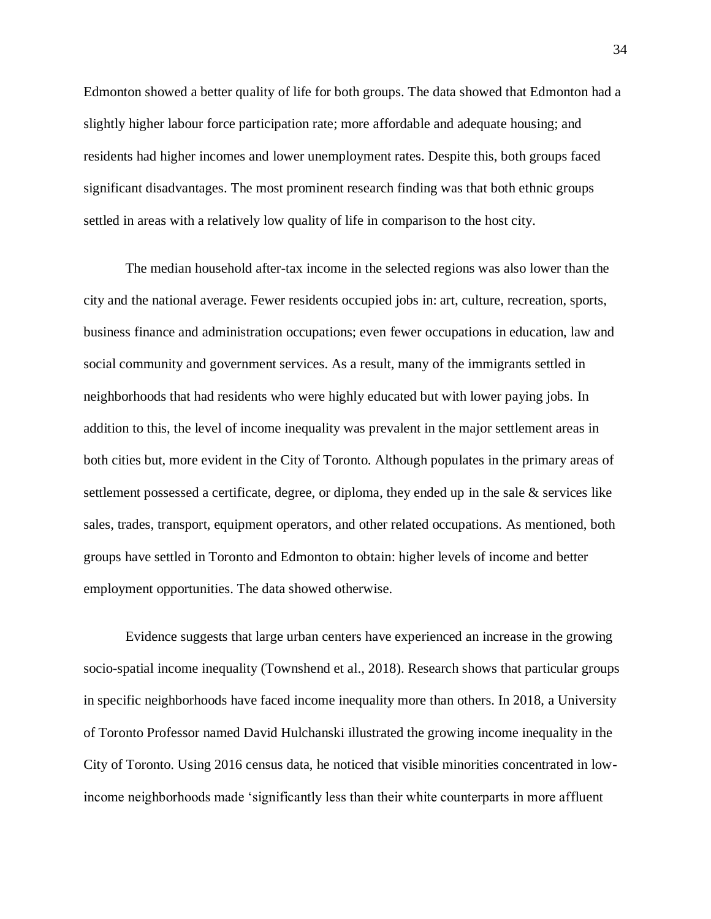Edmonton showed a better quality of life for both groups. The data showed that Edmonton had a slightly higher labour force participation rate; more affordable and adequate housing; and residents had higher incomes and lower unemployment rates. Despite this, both groups faced significant disadvantages. The most prominent research finding was that both ethnic groups settled in areas with a relatively low quality of life in comparison to the host city.

The median household after-tax income in the selected regions was also lower than the city and the national average. Fewer residents occupied jobs in: art, culture, recreation, sports, business finance and administration occupations; even fewer occupations in education, law and social community and government services. As a result, many of the immigrants settled in neighborhoods that had residents who were highly educated but with lower paying jobs. In addition to this, the level of income inequality was prevalent in the major settlement areas in both cities but, more evident in the City of Toronto. Although populates in the primary areas of settlement possessed a certificate, degree, or diploma, they ended up in the sale & services like sales, trades, transport, equipment operators, and other related occupations. As mentioned, both groups have settled in Toronto and Edmonton to obtain: higher levels of income and better employment opportunities. The data showed otherwise.

Evidence suggests that large urban centers have experienced an increase in the growing socio-spatial income inequality (Townshend et al., 2018). Research shows that particular groups in specific neighborhoods have faced income inequality more than others. In 2018, a University of Toronto Professor named David Hulchanski illustrated the growing income inequality in the City of Toronto. Using 2016 census data, he noticed that visible minorities concentrated in low-income neighborhoods made 'significantly less than their white counterparts in more affluent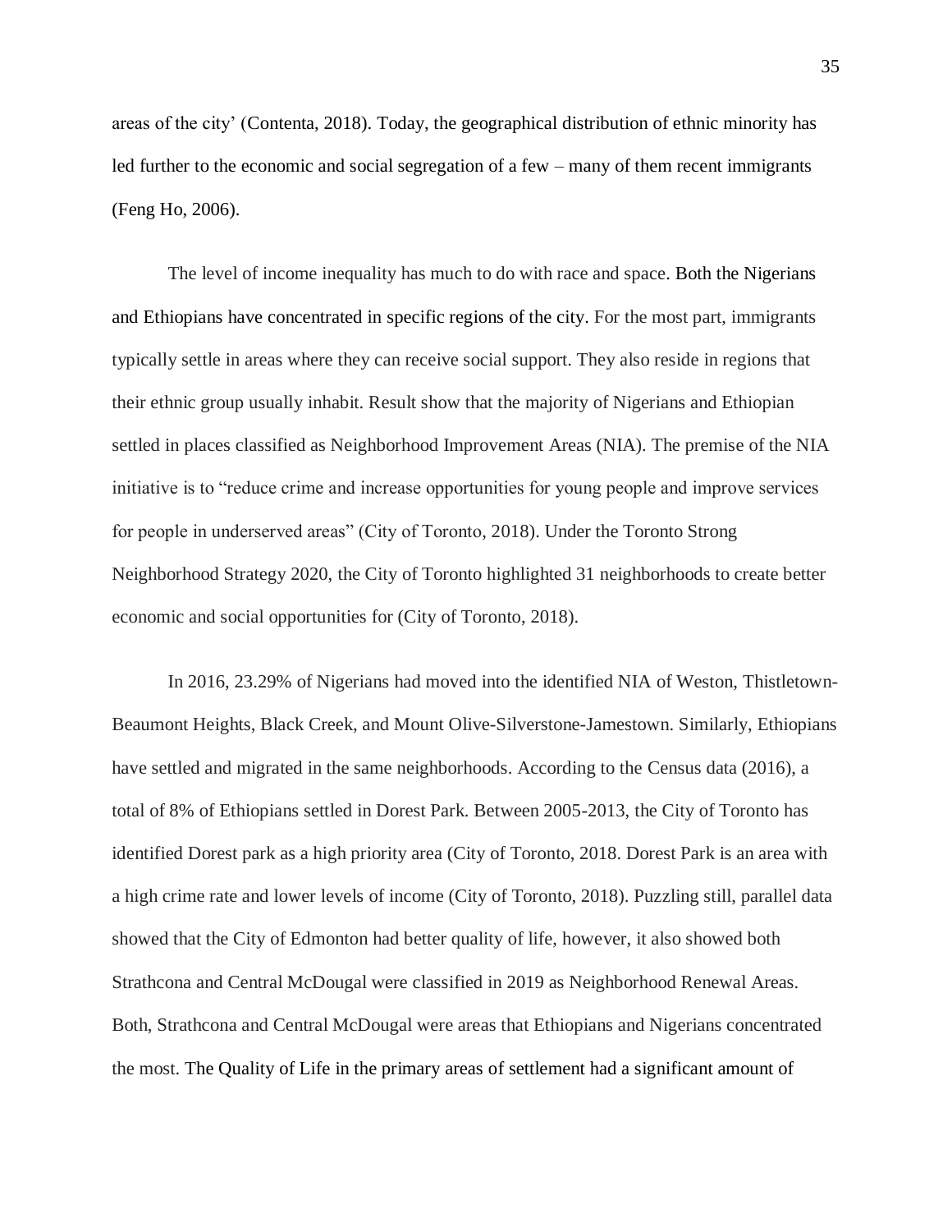areas of the city' (Contenta, 2018). Today, the geographical distribution of ethnic minority has led further to the economic and social segregation of a few – many of them recent immigrants (Feng Ho, 2006).

The level of income inequality has much to do with race and space. Both the Nigerians and Ethiopians have concentrated in specific regions of the city. For the most part, immigrants typically settle in areas where they can receive social support. They also reside in regions that their ethnic group usually inhabit. Result show that the majority of Nigerians and Ethiopian settled in places classified as Neighborhood Improvement Areas (NIA). The premise of the NIA initiative is to "reduce crime and increase opportunities for young people and improve services for people in underserved areas" (City of Toronto, 2018). Under the Toronto Strong Neighborhood Strategy 2020, the City of Toronto highlighted 31 neighborhoods to create better economic and social opportunities for (City of Toronto, 2018).

In 2016, 23.29% of Nigerians had moved into the identified NIA of Weston, Thistletown-Beaumont Heights, Black Creek, and Mount Olive-Silverstone-Jamestown. Similarly, Ethiopians have settled and migrated in the same neighborhoods. According to the Census data (2016), a total of 8% of Ethiopians settled in Dorest Park. Between 2005-2013, the City of Toronto has identified Dorest park as a high priority area (City of Toronto, 2018. Dorest Park is an area with a high crime rate and lower levels of income (City of Toronto, 2018). Puzzling still, parallel data showed that the City of Edmonton had better quality of life, however, it also showed both Strathcona and Central McDougal were classified in 2019 as Neighborhood Renewal Areas. Both, Strathcona and Central McDougal were areas that Ethiopians and Nigerians concentrated the most. The Quality of Life in the primary areas of settlement had a significant amount of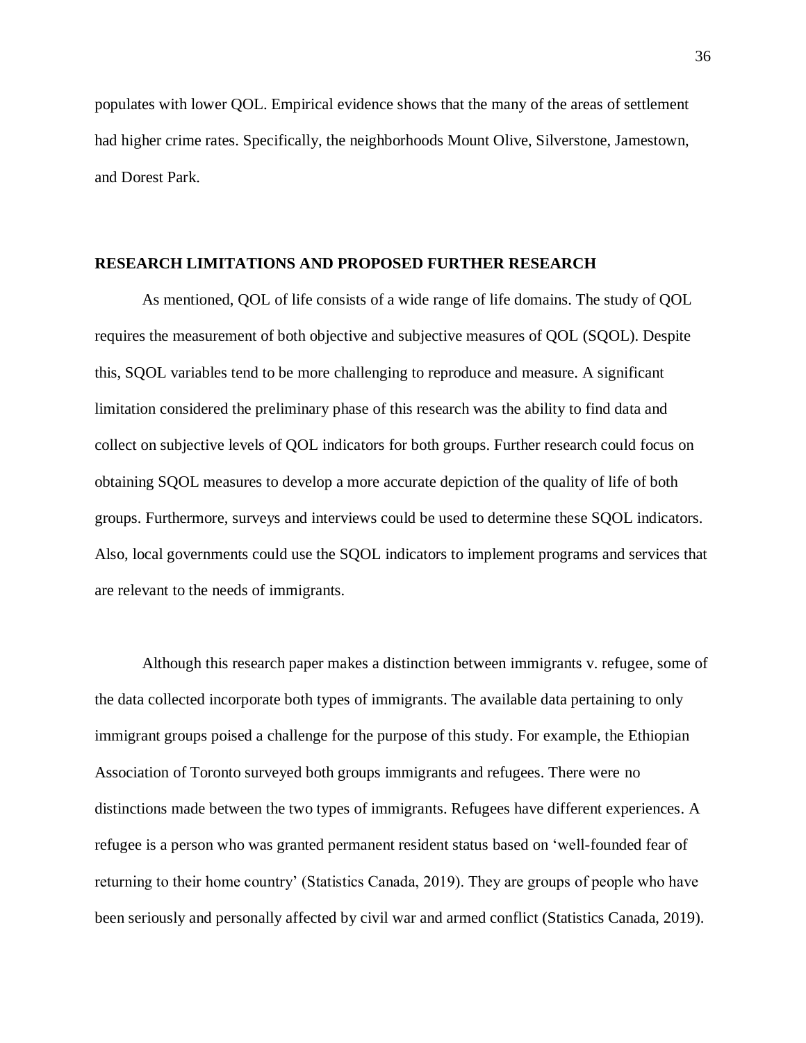populates with lower QOL. Empirical evidence shows that the many of the areas of settlement had higher crime rates. Specifically, the neighborhoods Mount Olive, Silverstone, Jamestown, and Dorest Park.

## RESEARCH LIMITATIONS AND PROPOSED FURTHER RESEARCH

As mentioned, QOL of life consists of a wide range of life domains. The study of QOL requires the measurement of both objective and subjective measures of QOL (SQOL). Despite this, SQOL variables tend to be more challenging to reproduce and measure. A significant limitation considered the preliminary phase of this research was the ability to find data and collect on subjective levels of QOL indicators for both groups. Further research could focus on obtaining SQOL measures to develop a more accurate depiction of the quality of life of both groups. Furthermore, surveys and interviews could be used to determine these SQOL indicators. Also, local governments could use the SQOL indicators to implement programs and services that are relevant to the needs of immigrants.

Although this research paper makes a distinction between immigrants v. refugee, some of the data collected incorporate both types of immigrants. The available data pertaining to only immigrant groups poised a challenge for the purpose of this study. For example, the Ethiopian Association of Toronto surveyed both groups immigrants and refugees. There were no distinctions made between the two types of immigrants. Refugees have different experiences. A refugee is a person who was granted permanent resident status based on 'well-founded fear of returning to their home country' (Statistics Canada, 2019). They are groups of people who have been seriously and personally affected by civil war and armed conflict (Statistics Canada, 2019).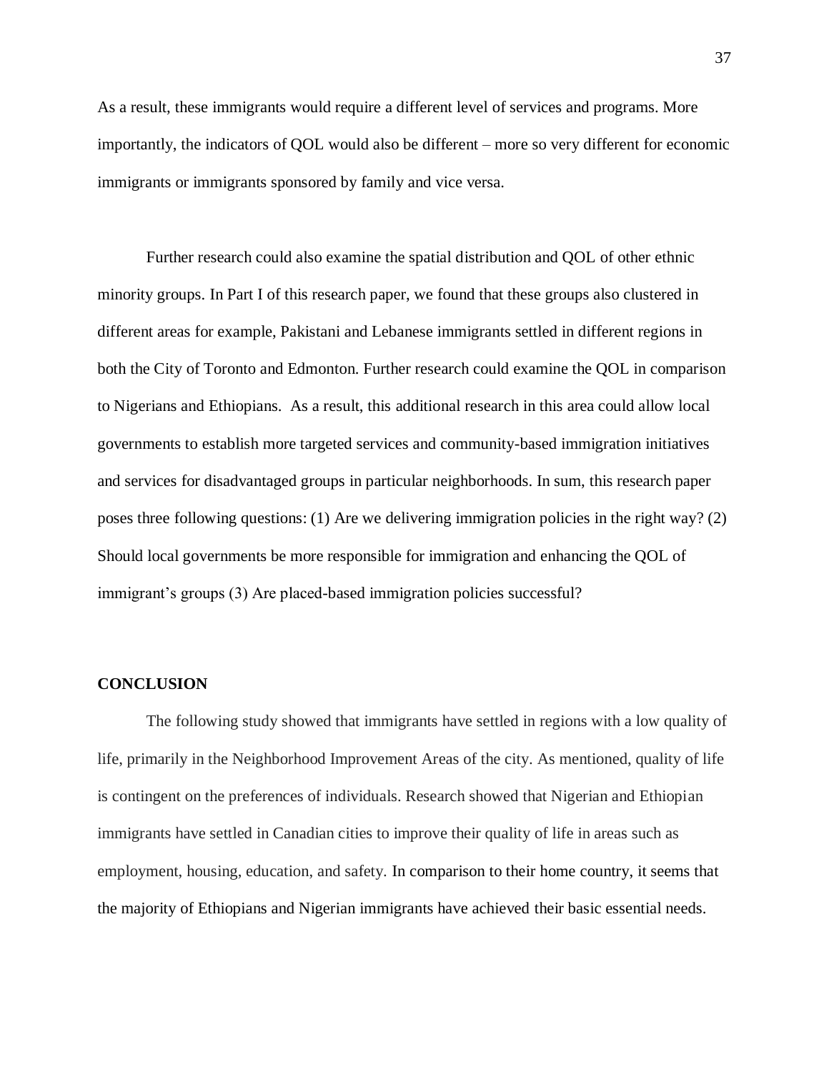As a result, these immigrants would require a different level of services and programs. More importantly, the indicators of QOL would also be different – more so very different for economic immigrants or immigrants sponsored by family and vice versa.

Further research could also examine the spatial distribution and QOL of other ethnic minority groups. In Part I of this research paper, we found that these groups also clustered in different areas for example, Pakistani and Lebanese immigrants settled in different regions in both the City of Toronto and Edmonton. Further research could examine the QOL in comparison to Nigerians and Ethiopians. As a result, this additional research in this area could allow local governments to establish more targeted services and community-based immigration initiatives and services for disadvantaged groups in particular neighborhoods. In sum, this research paper poses three following questions: (1) Are we delivering immigration policies in the right way? (2) Should local governments be more responsible for immigration and enhancing the QOL of immigrant's groups (3) Are placed-based immigration policies successful?

## CONCLUSION

The following study showed that immigrants have settled in regions with a low quality of life, primarily in the Neighborhood Improvement Areas of the city. As mentioned, quality of life is contingent on the preferences of individuals. Research showed that Nigerian and Ethiopian immigrants have settled in Canadian cities to improve their quality of life in areas such as employment, housing, education, and safety. In comparison to their home country, it seems that the majority of Ethiopians and Nigerian immigrants have achieved their basic essential needs.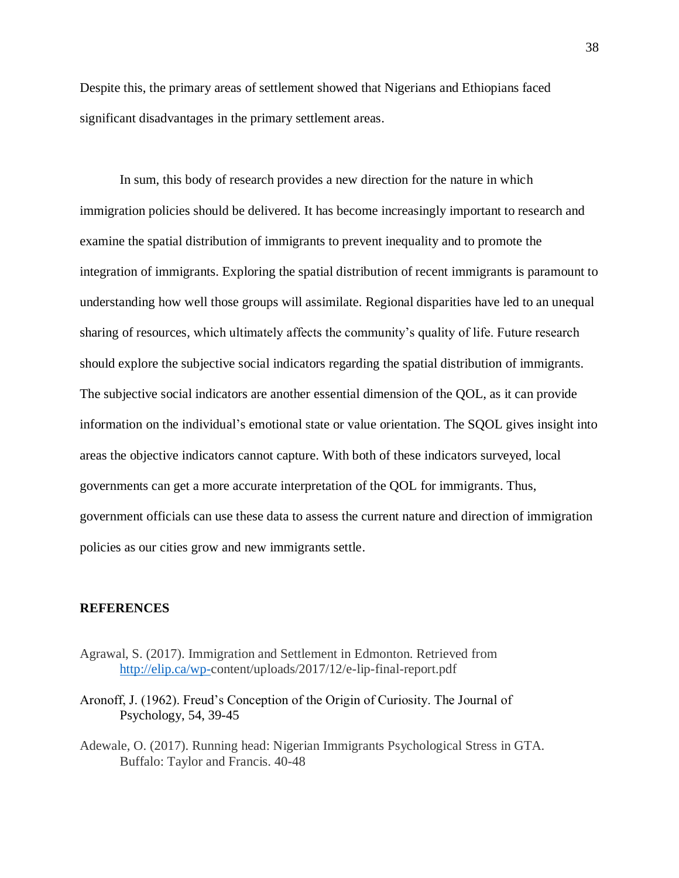Despite this, the primary areas of settlement showed that Nigerians and Ethiopians faced significant disadvantages in the primary settlement areas.

In sum, this body of research provides a new direction for the nature in which immigration policies should be delivered. It has become increasingly important to research and examine the spatial distribution of immigrants to prevent inequality and to promote the integration of immigrants. Exploring the spatial distribution of recent immigrants is paramount to understanding how well those groups will assimilate. Regional disparities have led to an unequal sharing of resources, which ultimately affects the community's quality of life. Future research should explore the subjective social indicators regarding the spatial distribution of immigrants. The subjective social indicators are another essential dimension of the QOL, as it can provide information on the individual's emotional state or value orientation. The SQOL gives insight into areas the objective indicators cannot capture. With both of these indicators surveyed, local governments can get a more accurate interpretation of the QOL for immigrants. Thus, government officials can use these data to assess the current nature and direction of immigration policies as our cities grow and new immigrants settle.

## REFERENCES

Agrawal, S. (2017). Immigration and Settlement in Edmonton. Retrieved from http://elip.ca/wp-content/uploads/2017/12/e-lip-final-report.pdf

Aronoff, J. (1962). Freud's Conception of the Origin of Curiosity. The Journal of Psychology, 54, 39-45

Adewale, O. (2017). Running head: Nigerian Immigrants Psychological Stress in GTA. Buffalo: Taylor and Francis. 40-48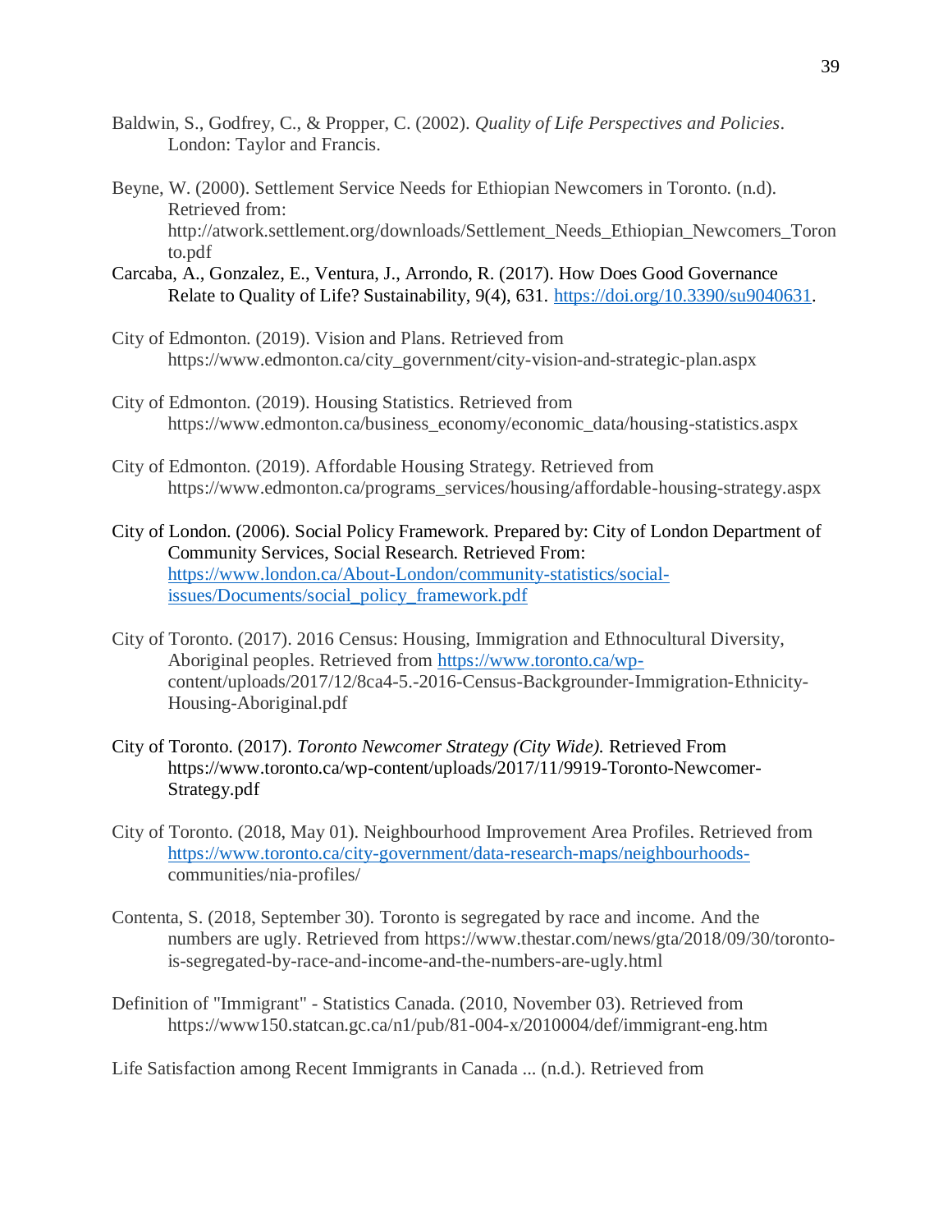Baldwin, S., Godfrey, C., & Propper, C. (2002). *Quality of Life Perspectives and Policies*. London: Taylor and Francis.

Beyne, W. (2000). Settlement Service Needs for Ethiopian Newcomers in Toronto. (n.d). Retrieved from: http://atwork.settlement.org/downloads/Settlement_Needs_Ethiopian_Newcomers_Toronto.pdf

Carcaba, A., Gonzalez, E., Ventura, J., Arrondo, R. (2017). How Does Good Governance Relate to Quality of Life? Sustainability, 9(4), 631. https://doi.org/10.3390/su9040631.

City of Edmonton. (2019). Vision and Plans. Retrieved from https://www.edmonton.ca/city_government/city-vision-and-strategic-plan.aspx

City of Edmonton. (2019). Housing Statistics. Retrieved from https://www.edmonton.ca/business_economy/economic_data/housing-statistics.aspx

City of Edmonton. (2019). Affordable Housing Strategy. Retrieved from https://www.edmonton.ca/programs_services/housing/affordable-housing-strategy.aspx

City of London. (2006). Social Policy Framework. Prepared by: City of London Department of Community Services, Social Research. Retrieved From: https://www.london.ca/About-London/community-statistics/social-issues/Documents/social_policy_framework.pdf

City of Toronto. (2017). 2016 Census: Housing, Immigration and Ethnocultural Diversity, Aboriginal peoples. Retrieved from https://www.toronto.ca/wp-content/uploads/2017/12/8ca4-5.-2016-Census-Backgrounder-Immigration-Ethnicity-Housing-Aboriginal.pdf

City of Toronto. (2017). *Toronto Newcomer Strategy (City Wide).* Retrieved From https://www.toronto.ca/wp-content/uploads/2017/11/9919-Toronto-Newcomer-Strategy.pdf

City of Toronto. (2018, May 01). Neighbourhood Improvement Area Profiles. Retrieved from https://www.toronto.ca/city-government/data-research-maps/neighbourhoods-communities/nia-profiles/

Contenta, S. (2018, September 30). Toronto is segregated by race and income. And the numbers are ugly. Retrieved from https://www.thestar.com/news/gta/2018/09/30/toronto-is-segregated-by-race-and-income-and-the-numbers-are-ugly.html

Definition of "Immigrant" - Statistics Canada. (2010, November 03). Retrieved from https://www150.statcan.gc.ca/n1/pub/81-004-x/2010004/def/immigrant-eng.htm

Life Satisfaction among Recent Immigrants in Canada ... (n.d.). Retrieved from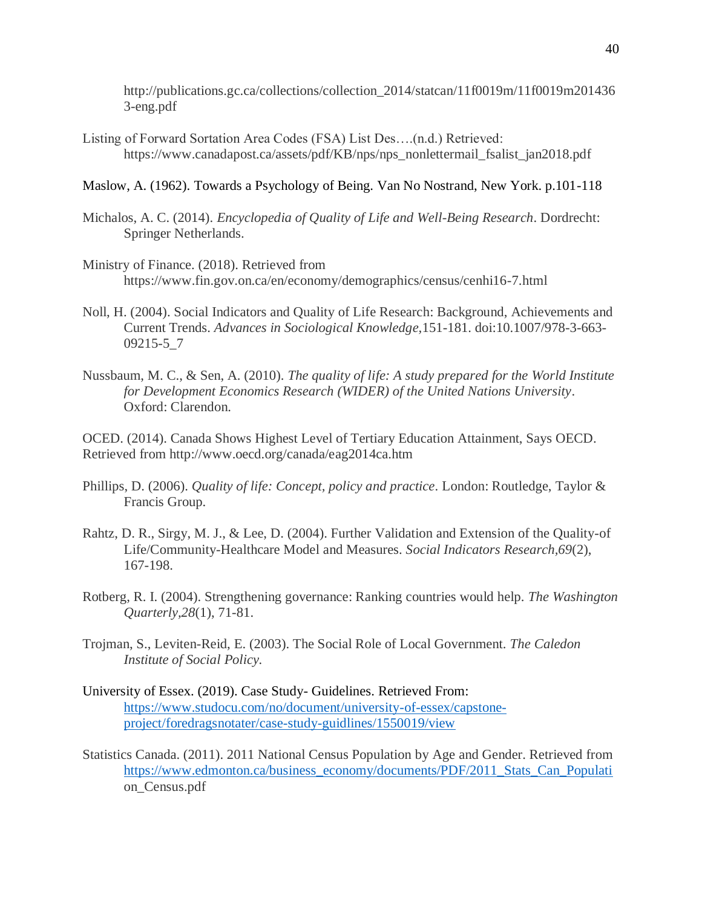http://publications.gc.ca/collections/collection_2014/statcan/11f0019m/11f0019m2014363-eng.pdf

Listing of Forward Sortation Area Codes (FSA) List Des….(n.d.) Retrieved: https://www.canadapost.ca/assets/pdf/KB/nps/nps_nonlettermail_fsalist_jan2018.pdf

Maslow, A. (1962). Towards a Psychology of Being. Van No Nostrand, New York. p.101-118

Michalos, A. C. (2014). *Encyclopedia of Quality of Life and Well-Being Research*. Dordrecht: Springer Netherlands.

Ministry of Finance. (2018). Retrieved from https://www.fin.gov.on.ca/en/economy/demographics/census/cenhi16-7.html

Noll, H. (2004). Social Indicators and Quality of Life Research: Background, Achievements and Current Trends. *Advances in Sociological Knowledge,*151-181. doi:10.1007/978-3-663-09215-5_7

Nussbaum, M. C., & Sen, A. (2010). *The quality of life: A study prepared for the World Institute for Development Economics Research (WIDER) of the United Nations University*. Oxford: Clarendon.

OCED. (2014). Canada Shows Highest Level of Tertiary Education Attainment, Says OECD. Retrieved from http://www.oecd.org/canada/eag2014ca.htm

Phillips, D. (2006). *Quality of life: Concept, policy and practice*. London: Routledge, Taylor & Francis Group.

Rahtz, D. R., Sirgy, M. J., & Lee, D. (2004). Further Validation and Extension of the Quality-of Life/Community-Healthcare Model and Measures. *Social Indicators Research,69*(2), 167-198.

Rotberg, R. I. (2004). Strengthening governance: Ranking countries would help. *The Washington Quarterly,28*(1), 71-81.

Trojman, S., Leviten-Reid, E. (2003). The Social Role of Local Government. *The Caledon Institute of Social Policy.*

University of Essex. (2019). Case Study- Guidelines. Retrieved From: https://www.studocu.com/no/document/university-of-essex/capstone-project/foredragsnotater/case-study-guidlines/1550019/view

Statistics Canada. (2011). 2011 National Census Population by Age and Gender. Retrieved from https://www.edmonton.ca/business_economy/documents/PDF/2011_Stats_Can_Population_Census.pdf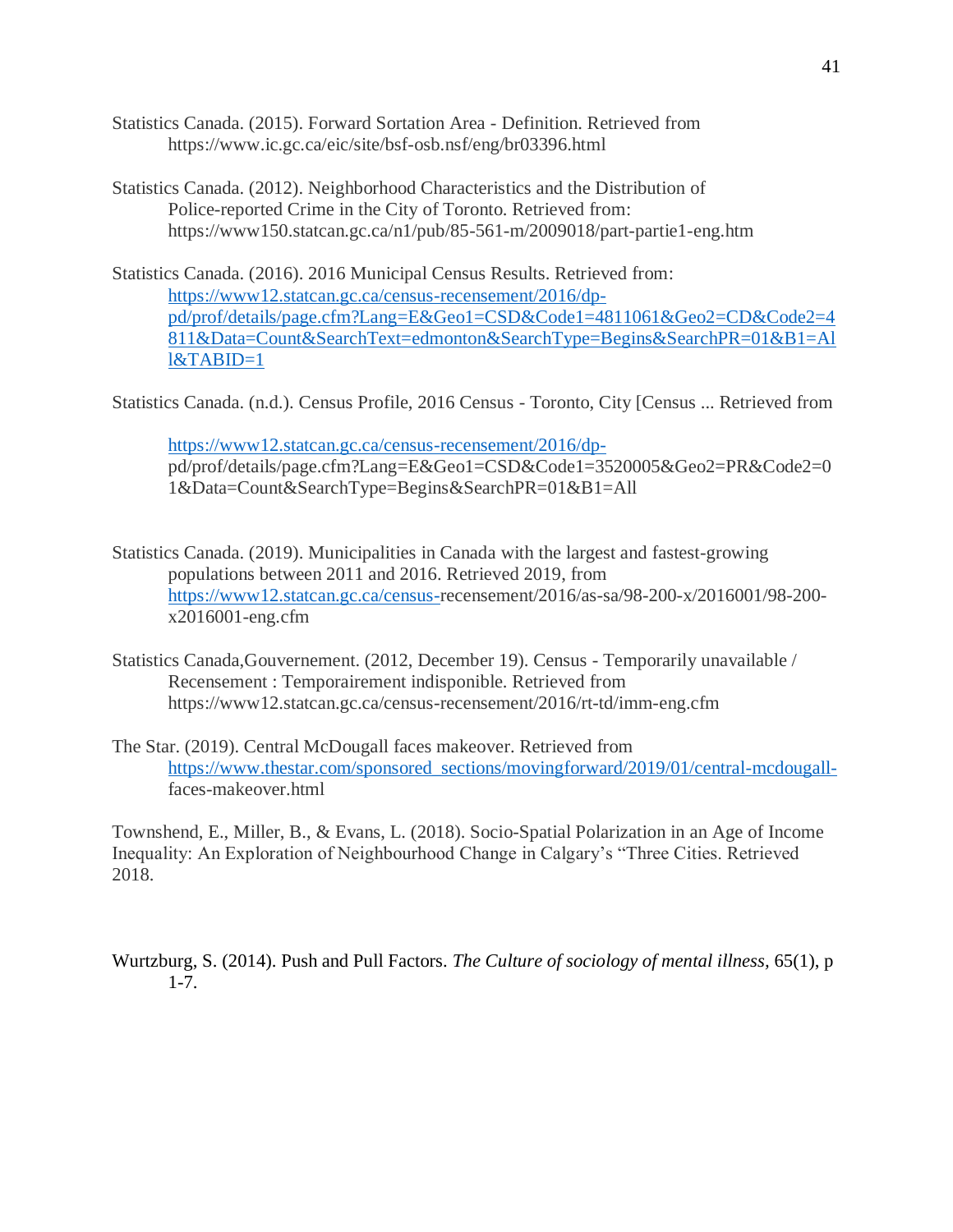Statistics Canada. (2015). Forward Sortation Area - Definition. Retrieved from https://www.ic.gc.ca/eic/site/bsf-osb.nsf/eng/br03396.html

Statistics Canada. (2012). Neighborhood Characteristics and the Distribution of Police-reported Crime in the City of Toronto. Retrieved from: https://www150.statcan.gc.ca/n1/pub/85-561-m/2009018/part-partie1-eng.htm

Statistics Canada. (2016). 2016 Municipal Census Results. Retrieved from: https://www12.statcan.gc.ca/census-recensement/2016/dp-pd/prof/details/page.cfm?Lang=E&Geo1=CSD&Code1=4811061&Geo2=CD&Code2=4811&Data=Count&SearchText=edmonton&SearchType=Begins&SearchPR=01&B1=All&TABID=1

Statistics Canada. (n.d.). Census Profile, 2016 Census - Toronto, City [Census ... Retrieved from

https://www12.statcan.gc.ca/census-recensement/2016/dp-pd/prof/details/page.cfm?Lang=E&Geo1=CSD&Code1=3520005&Geo2=PR&Code2=01&Data=Count&SearchType=Begins&SearchPR=01&B1=All

Statistics Canada. (2019). Municipalities in Canada with the largest and fastest-growing populations between 2011 and 2016. Retrieved 2019, from https://www12.statcan.gc.ca/census-recensement/2016/as-sa/98-200-x/2016001/98-200-x2016001-eng.cfm

Statistics Canada,Gouvernement. (2012, December 19). Census - Temporarily unavailable / Recensement : Temporairement indisponible. Retrieved from https://www12.statcan.gc.ca/census-recensement/2016/rt-td/imm-eng.cfm

The Star. (2019). Central McDougall faces makeover. Retrieved from https://www.thestar.com/sponsored_sections/movingforward/2019/01/central-mcdougall-faces-makeover.html

Townshend, E., Miller, B., & Evans, L. (2018). Socio-Spatial Polarization in an Age of Income Inequality: An Exploration of Neighbourhood Change in Calgary's "Three Cities. Retrieved 2018.

Wurtzburg, S. (2014). Push and Pull Factors. *The Culture of sociology of mental illness*, 65(1), p 1-7.